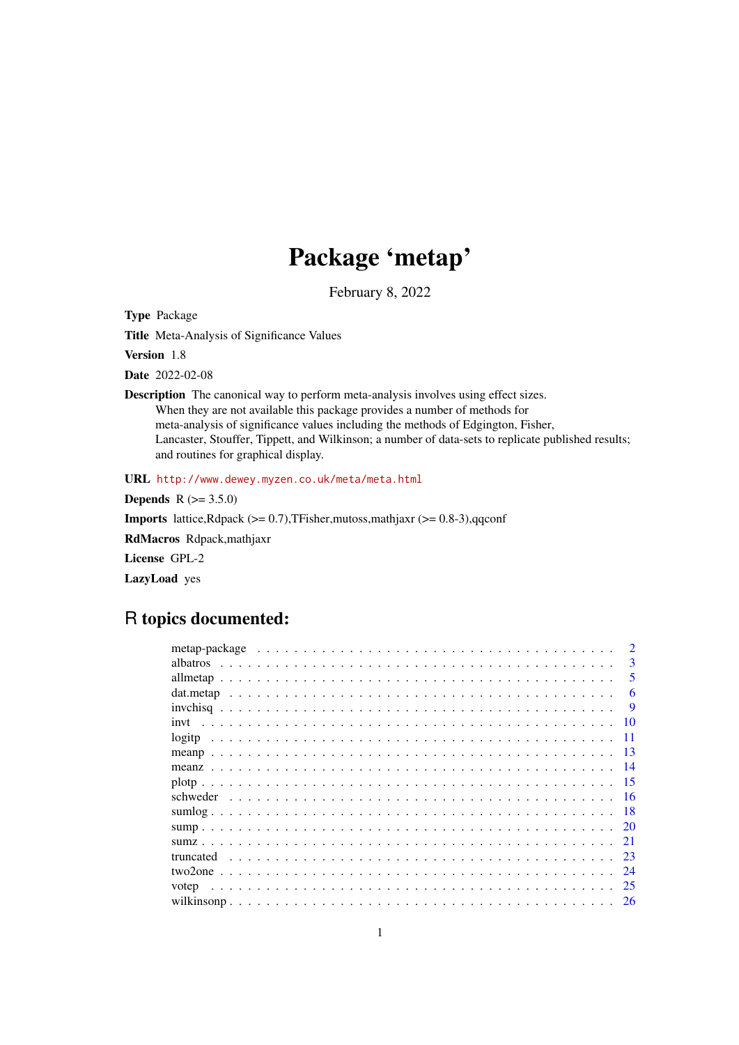# Package 'metap'

February 8, 2022

**Type** Package

**Title** Meta-Analysis of Significance Values

**Version** 1.8

**Date** 2022-02-08

**Description** The canonical way to perform meta-analysis involves using effect sizes. When they are not available this package provides a number of methods for meta-analysis of significance values including the methods of Edgington, Fisher, Lancaster, Stouffer, Tippett, and Wilkinson; a number of data-sets to replicate published results; and routines for graphical display.

**URL** http://www.dewey.myzen.co.uk/meta/meta.html

**Depends** R (>= 3.5.0)

**Imports** lattice,Rdpack (>= 0.7),TFisher,mutoss,mathjaxr (>= 0.8-3),qqconf

**RdMacros** Rdpack,mathjaxr

**License** GPL-2

**LazyLoad** yes

## R topics documented:

| | |
|---|---|
| metap-package | 2 |
| albatros | 3 |
| allmetap | 5 |
| dat.metap | 6 |
| invchisq | 9 |
| invt | 10 |
| logitp | 11 |
| meanp | 13 |
| meanz | 14 |
| plotp | 15 |
| schweder | 16 |
| sumlog | 18 |
| sump | 20 |
| sumz | 21 |
| truncated | 23 |
| two2one | 24 |
| votep | 25 |
| wilkinsonp | 26 |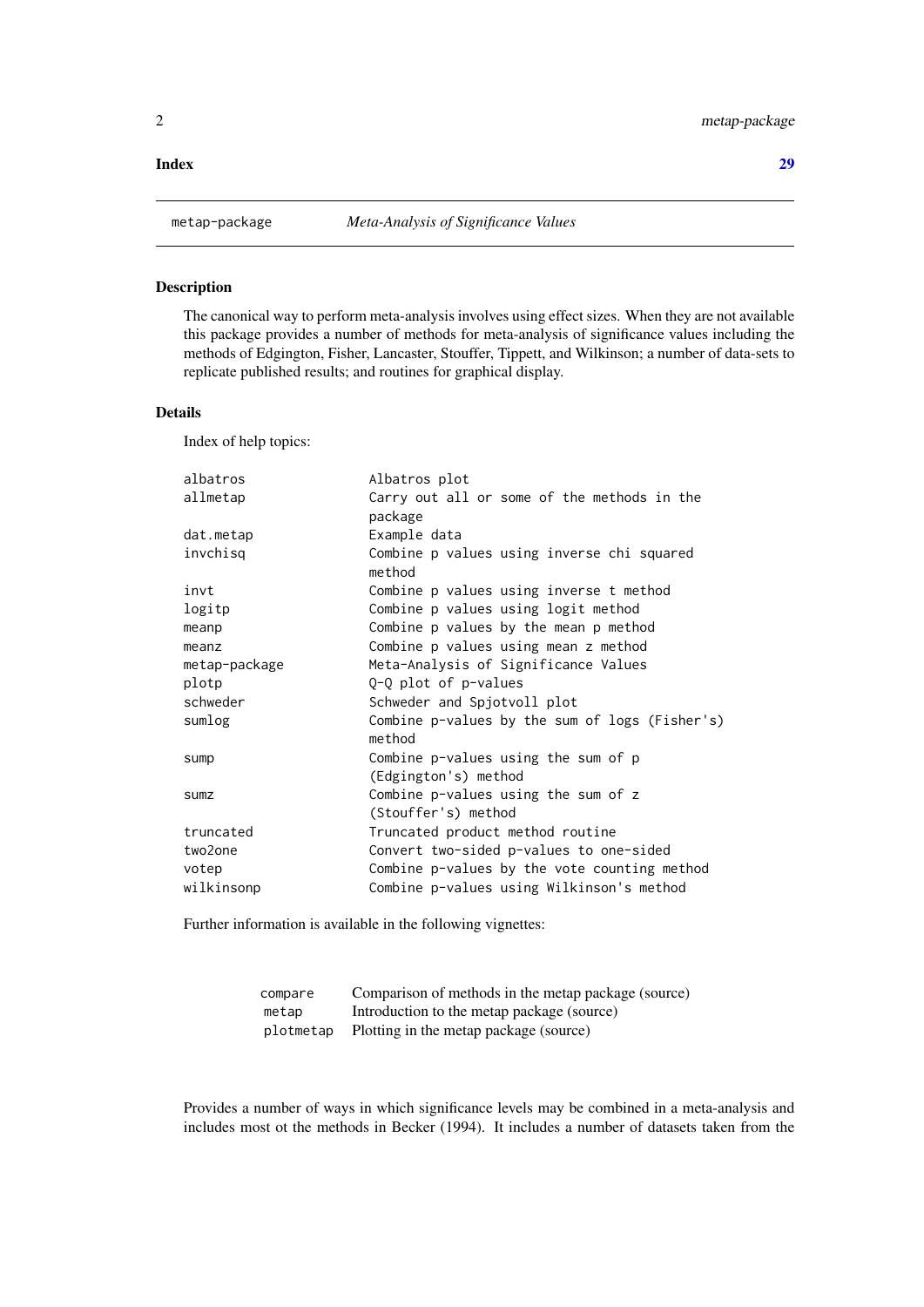**Index** 29

metap-package *Meta-Analysis of Significance Values*

### Description

The canonical way to perform meta-analysis involves using effect sizes. When they are not available this package provides a number of methods for meta-analysis of significance values including the methods of Edgington, Fisher, Lancaster, Stouffer, Tippett, and Wilkinson; a number of data-sets to replicate published results; and routines for graphical display.

### Details

Index of help topics:

```
albatros                Albatros plot
allmetap                Carry out all or some of the methods in the
                        package
dat.metap               Example data
invchisq                Combine p values using inverse chi squared
                        method
invt                    Combine p values using inverse t method
logitp                  Combine p values using logit method
meanp                   Combine p values by the mean p method
meanz                   Combine p values using mean z method
metap-package           Meta-Analysis of Significance Values
plotp                   Q-Q plot of p-values
schweder                Schweder and Spjotvoll plot
sumlog                  Combine p-values by the sum of logs (Fisher's)
                        method
sump                    Combine p-values using the sum of p
                        (Edgington's) method
sumz                    Combine p-values using the sum of z
                        (Stouffer's) method
truncated               Truncated product method routine
two2one                 Convert two-sided p-values to one-sided
votep                   Combine p-values by the vote counting method
wilkinsonp              Combine p-values using Wilkinson's method
```

Further information is available in the following vignettes:

| | |
|---|---|
| `compare` | Comparison of methods in the metap package (source) |
| `metap` | Introduction to the metap package (source) |
| `plotmetap` | Plotting in the metap package (source) |

Provides a number of ways in which significance levels may be combined in a meta-analysis and includes most ot the methods in Becker (1994). It includes a number of datasets taken from the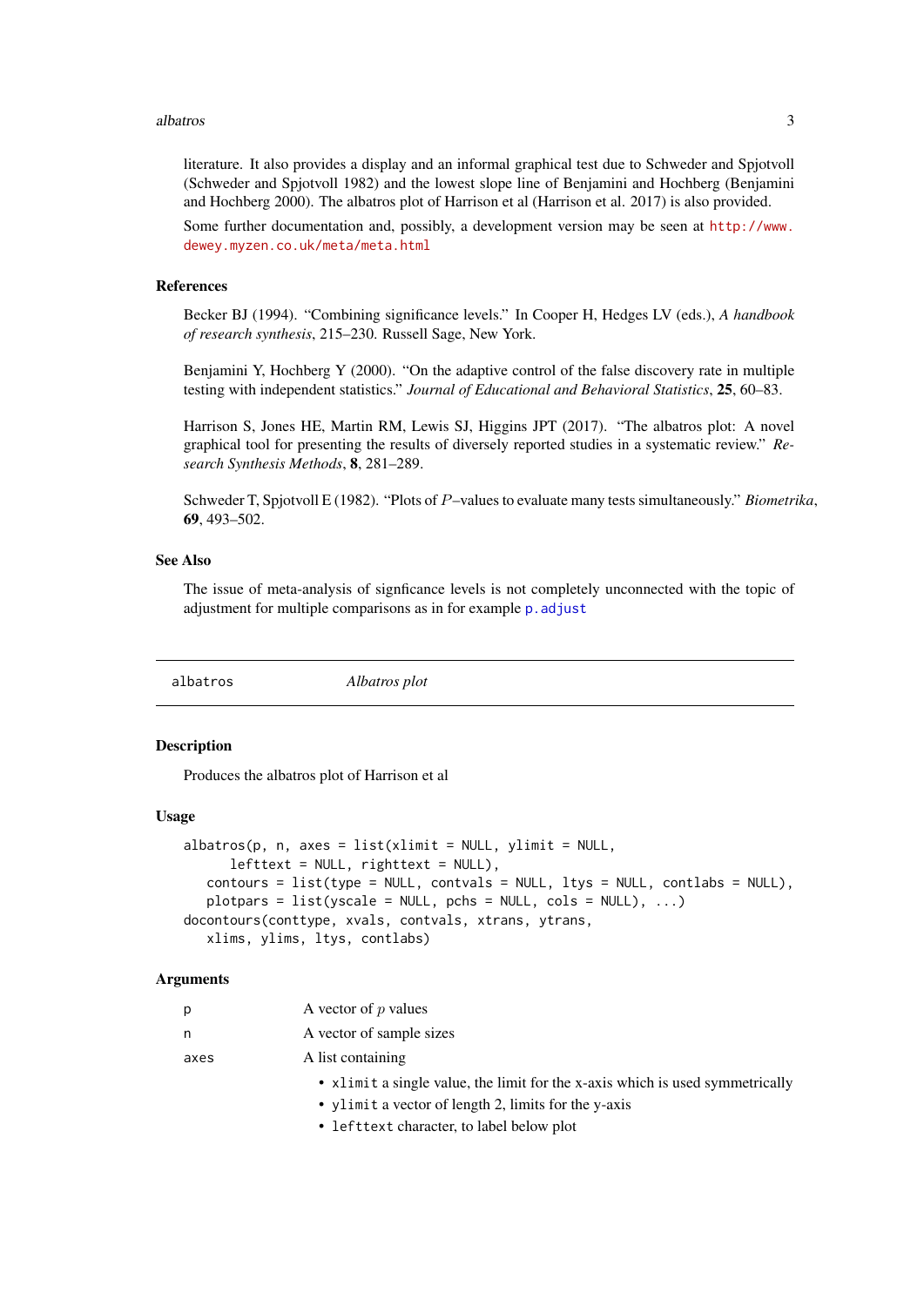literature. It also provides a display and an informal graphical test due to Schweder and Spjotvoll (Schweder and Spjotvoll 1982) and the lowest slope line of Benjamini and Hochberg (Benjamini and Hochberg 2000). The albatros plot of Harrison et al (Harrison et al. 2017) is also provided.

Some further documentation and, possibly, a development version may be seen at http://www.dewey.myzen.co.uk/meta/meta.html

### References

Becker BJ (1994). "Combining significance levels." In Cooper H, Hedges LV (eds.), *A handbook of research synthesis*, 215–230. Russell Sage, New York.

Benjamini Y, Hochberg Y (2000). "On the adaptive control of the false discovery rate in multiple testing with independent statistics." *Journal of Educational and Behavioral Statistics*, **25**, 60–83.

Harrison S, Jones HE, Martin RM, Lewis SJ, Higgins JPT (2017). "The albatros plot: A novel graphical tool for presenting the results of diversely reported studies in a systematic review." *Research Synthesis Methods*, **8**, 281–289.

Schweder T, Spjotvoll E (1982). "Plots of $P$–values to evaluate many tests simultaneously." *Biometrika*, **69**, 493–502.

### See Also

The issue of meta-analysis of signficance levels is not completely unconnected with the topic of adjustment for multiple comparisons as in for example `p.adjust`

---

## albatros — *Albatros plot*

---

### Description

Produces the albatros plot of Harrison et al

### Usage

```
albatros(p, n, axes = list(xlimit = NULL, ylimit = NULL,
      lefttext = NULL, righttext = NULL),
   contours = list(type = NULL, contvals = NULL, ltys = NULL, contlabs = NULL),
   plotpars = list(yscale = NULL, pchs = NULL, cols = NULL), ...)
docontours(conttype, xvals, contvals, xtrans, ytrans,
   xlims, ylims, ltys, contlabs)
```

### Arguments

| | |
|---|---|
| `p` | A vector of $p$ values |
| `n` | A vector of sample sizes |
| `axes` | A list containing<br>• `xlimit` a single value, the limit for the x-axis which is used symmetrically<br>• `ylimit` a vector of length 2, limits for the y-axis<br>• `lefttext` character, to label below plot |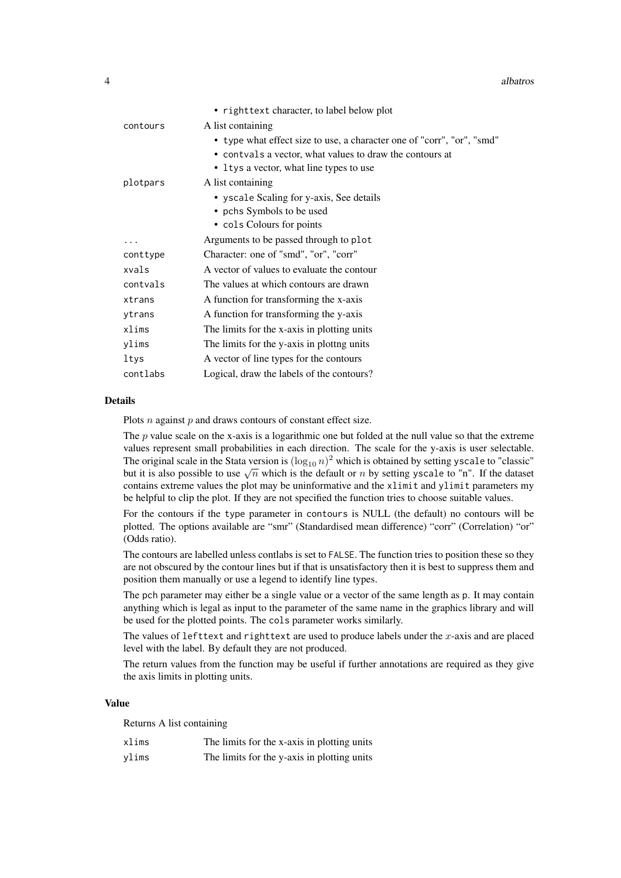| | |
|---|---|
| | • `righttext` character, to label below plot |
| `contours` | A list containing<br>• `type` what effect size to use, a character one of "corr", "or", "smd"<br>• `contvals` a vector, what values to draw the contours at<br>• `ltys` a vector, what line types to use |
| `plotpars` | A list containing<br>• `yscale` Scaling for y-axis, See details<br>• `pchs` Symbols to be used<br>• `cols` Colours for points |
| `...` | Arguments to be passed through to `plot` |
| `conttype` | Character: one of "smd", "or", "corr" |
| `xvals` | A vector of values to evaluate the contour |
| `contvals` | The values at which contours are drawn |
| `xtrans` | A function for transforming the x-axis |
| `ytrans` | A function for transforming the y-axis |
| `xlims` | The limits for the x-axis in plotting units |
| `ylims` | The limits for the y-axis in plottng units |
| `ltys` | A vector of line types for the contours |
| `contlabs` | Logical, draw the labels of the contours? |

### Details

Plots $n$ against $p$ and draws contours of constant effect size.

The $p$ value scale on the x-axis is a logarithmic one but folded at the null value so that the extreme values represent small probabilities in each direction. The scale for the y-axis is user selectable. The original scale in the Stata version is $(\log_{10} n)^2$ which is obtained by setting `yscale` to "classic" but it is also possible to use $\sqrt{n}$ which is the default or $n$ by setting `yscale` to "n". If the dataset contains extreme values the plot may be uninformative and the `xlimit` and `ylimit` parameters my be helpful to clip the plot. If they are not specified the function tries to choose suitable values.

For the contours if the `type` parameter in `contours` is NULL (the default) no contours will be plotted. The options available are "smr" (Standardised mean difference) "corr" (Correlation) "or" (Odds ratio).

The contours are labelled unless contlabs is set to `FALSE`. The function tries to position these so they are not obscured by the contour lines but if that is unsatisfactory then it is best to suppress them and position them manually or use a legend to identify line types.

The `pch` parameter may either be a single value or a vector of the same length as `p`. It may contain anything which is legal as input to the parameter of the same name in the graphics library and will be used for the plotted points. The `cols` parameter works similarly.

The values of `lefttext` and `righttext` are used to produce labels under the $x$-axis and are placed level with the label. By default they are not produced.

The return values from the function may be useful if further annotations are required as they give the axis limits in plotting units.

### Value

Returns A list containing

| | |
|---|---|
| `xlims` | The limits for the x-axis in plotting units |
| `ylims` | The limits for the y-axis in plotting units |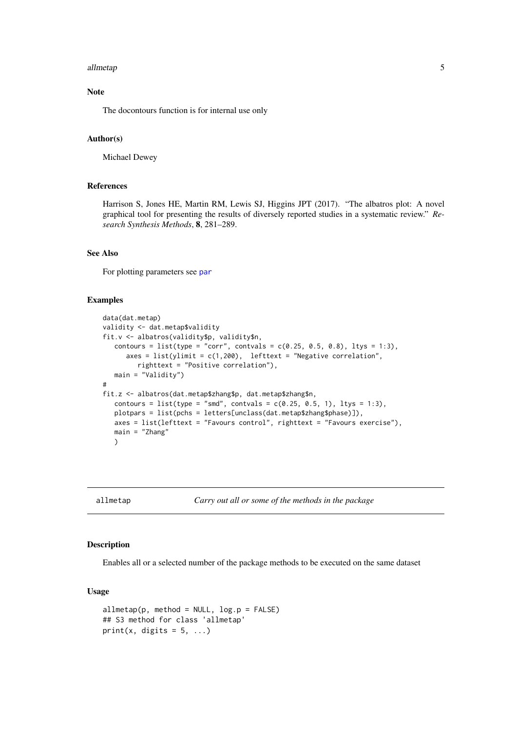### Note

The docontours function is for internal use only

### Author(s)

Michael Dewey

### References

Harrison S, Jones HE, Martin RM, Lewis SJ, Higgins JPT (2017). "The albatros plot: A novel graphical tool for presenting the results of diversely reported studies in a systematic review." *Research Synthesis Methods*, **8**, 281–289.

### See Also

For plotting parameters see par

### Examples

```
data(dat.metap)
validity <- dat.metap$validity
fit.v <- albatros(validity$p, validity$n,
   contours = list(type = "corr", contvals = c(0.25, 0.5, 0.8), ltys = 1:3),
      axes = list(ylimit = c(1,200),  lefttext = "Negative correlation",
         righttext = "Positive correlation"),
   main = "Validity")
#
fit.z <- albatros(dat.metap$zhang$p, dat.metap$zhang$n,
   contours = list(type = "smd", contvals = c(0.25, 0.5, 1), ltys = 1:3),
   plotpars = list(pchs = letters[unclass(dat.metap$zhang$phase)]),
   axes = list(lefttext = "Favours control", righttext = "Favours exercise"),
   main = "Zhang"
   )
```

---

## allmetap — *Carry out all or some of the methods in the package*

### Description

Enables all or a selected number of the package methods to be executed on the same dataset

### Usage

```
allmetap(p, method = NULL, log.p = FALSE)
## S3 method for class 'allmetap'
print(x, digits = 5, ...)
```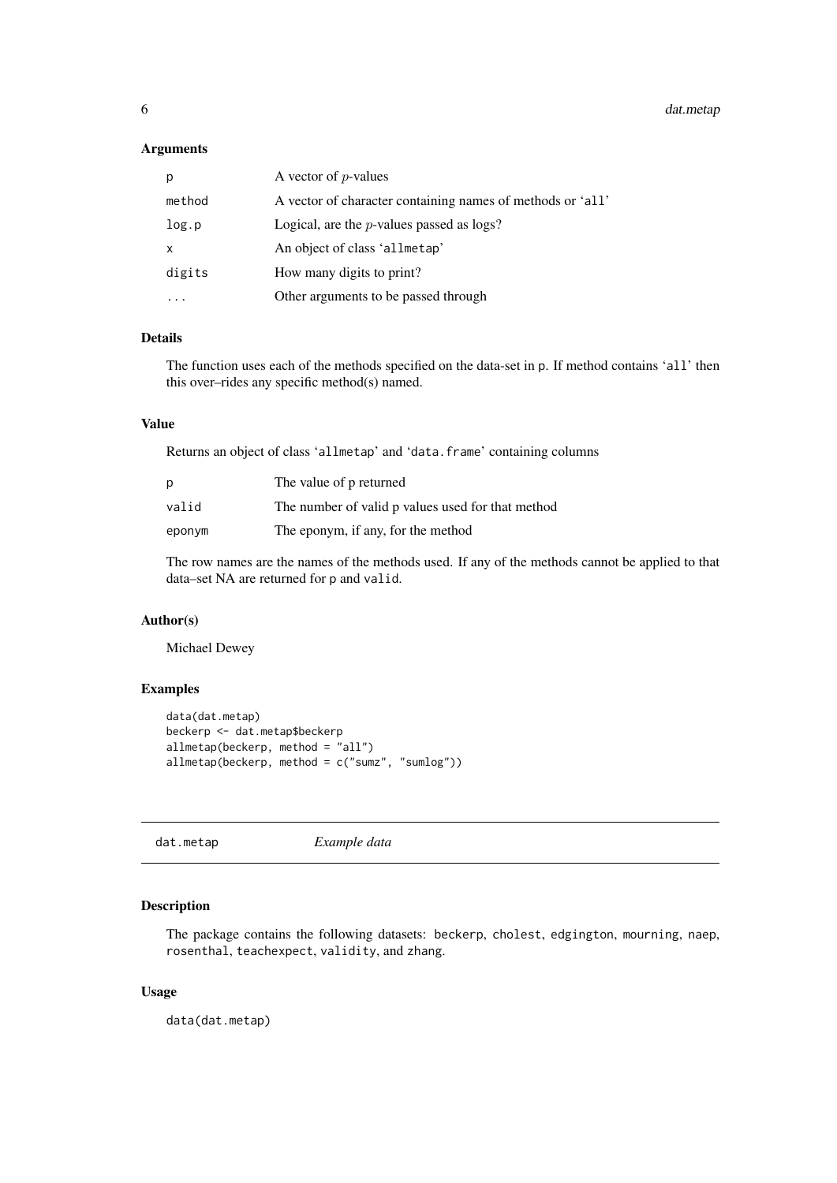### Arguments

| | |
|---|---|
| p | A vector of $p$-values |
| method | A vector of character containing names of methods or 'all' |
| log.p | Logical, are the $p$-values passed as logs? |
| x | An object of class 'allmetap' |
| digits | How many digits to print? |
| ... | Other arguments to be passed through |

### Details

The function uses each of the methods specified on the data-set in p. If method contains 'all' then this over–rides any specific method(s) named.

### Value

Returns an object of class 'allmetap' and 'data.frame' containing columns

| | |
|---|---|
| p | The value of p returned |
| valid | The number of valid p values used for that method |
| eponym | The eponym, if any, for the method |

The row names are the names of the methods used. If any of the methods cannot be applied to that data–set NA are returned for p and valid.

### Author(s)

Michael Dewey

### Examples

```
data(dat.metap)
beckerp <- dat.metap$beckerp
allmetap(beckerp, method = "all")
allmetap(beckerp, method = c("sumz", "sumlog"))
```

---

## dat.metap *Example data*

---

### Description

The package contains the following datasets: beckerp, cholest, edgington, mourning, naep, rosenthal, teachexpect, validity, and zhang.

### Usage

```
data(dat.metap)
```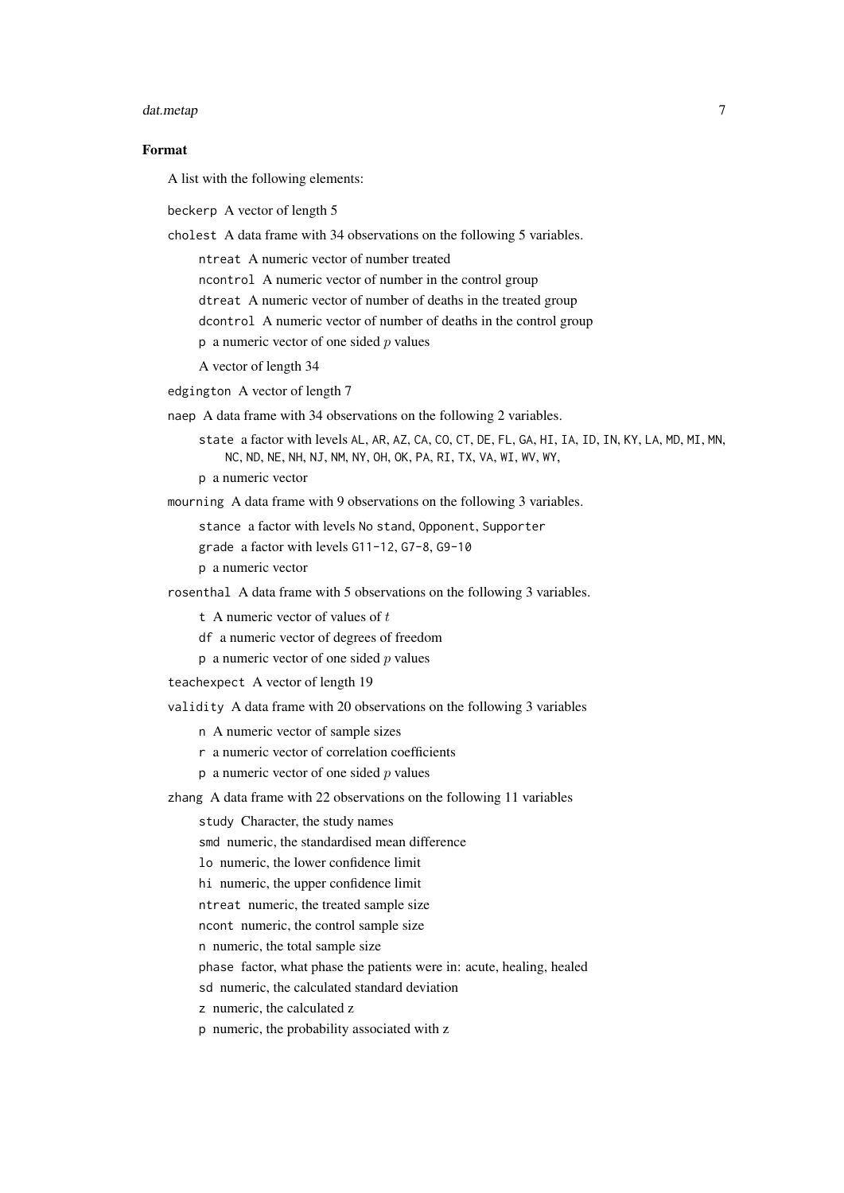## Format

A list with the following elements:

`beckerp` A vector of length 5

`cholest` A data frame with 34 observations on the following 5 variables.

- `ntreat` A numeric vector of number treated
- `ncontrol` A numeric vector of number in the control group
- `dtreat` A numeric vector of number of deaths in the treated group
- `dcontrol` A numeric vector of number of deaths in the control group
- `p` a numeric vector of one sided $p$ values

A vector of length 34

`edgington` A vector of length 7

`naep` A data frame with 34 observations on the following 2 variables.

- `state` a factor with levels `AL`, `AR`, `AZ`, `CA`, `CO`, `CT`, `DE`, `FL`, `GA`, `HI`, `IA`, `ID`, `IN`, `KY`, `LA`, `MD`, `MI`, `MN`, `NC`, `ND`, `NE`, `NH`, `NJ`, `NM`, `NY`, `OH`, `OK`, `PA`, `RI`, `TX`, `VA`, `WI`, `WV`, `WY`,
- `p` a numeric vector

`mourning` A data frame with 9 observations on the following 3 variables.

- `stance` a factor with levels `No stand`, `Opponent`, `Supporter`
- `grade` a factor with levels `G11-12`, `G7-8`, `G9-10`
- `p` a numeric vector

`rosenthal` A data frame with 5 observations on the following 3 variables.

- `t` A numeric vector of values of $t$
- `df` a numeric vector of degrees of freedom
- `p` a numeric vector of one sided $p$ values

`teachexpect` A vector of length 19

`validity` A data frame with 20 observations on the following 3 variables

- `n` A numeric vector of sample sizes
- `r` a numeric vector of correlation coefficients
- `p` a numeric vector of one sided $p$ values

`zhang` A data frame with 22 observations on the following 11 variables

- `study` Character, the study names
- `smd` numeric, the standardised mean difference
- `lo` numeric, the lower confidence limit
- `hi` numeric, the upper confidence limit
- `ntreat` numeric, the treated sample size
- `ncont` numeric, the control sample size
- `n` numeric, the total sample size
- `phase` factor, what phase the patients were in: acute, healing, healed
- `sd` numeric, the calculated standard deviation
- `z` numeric, the calculated z
- `p` numeric, the probability associated with z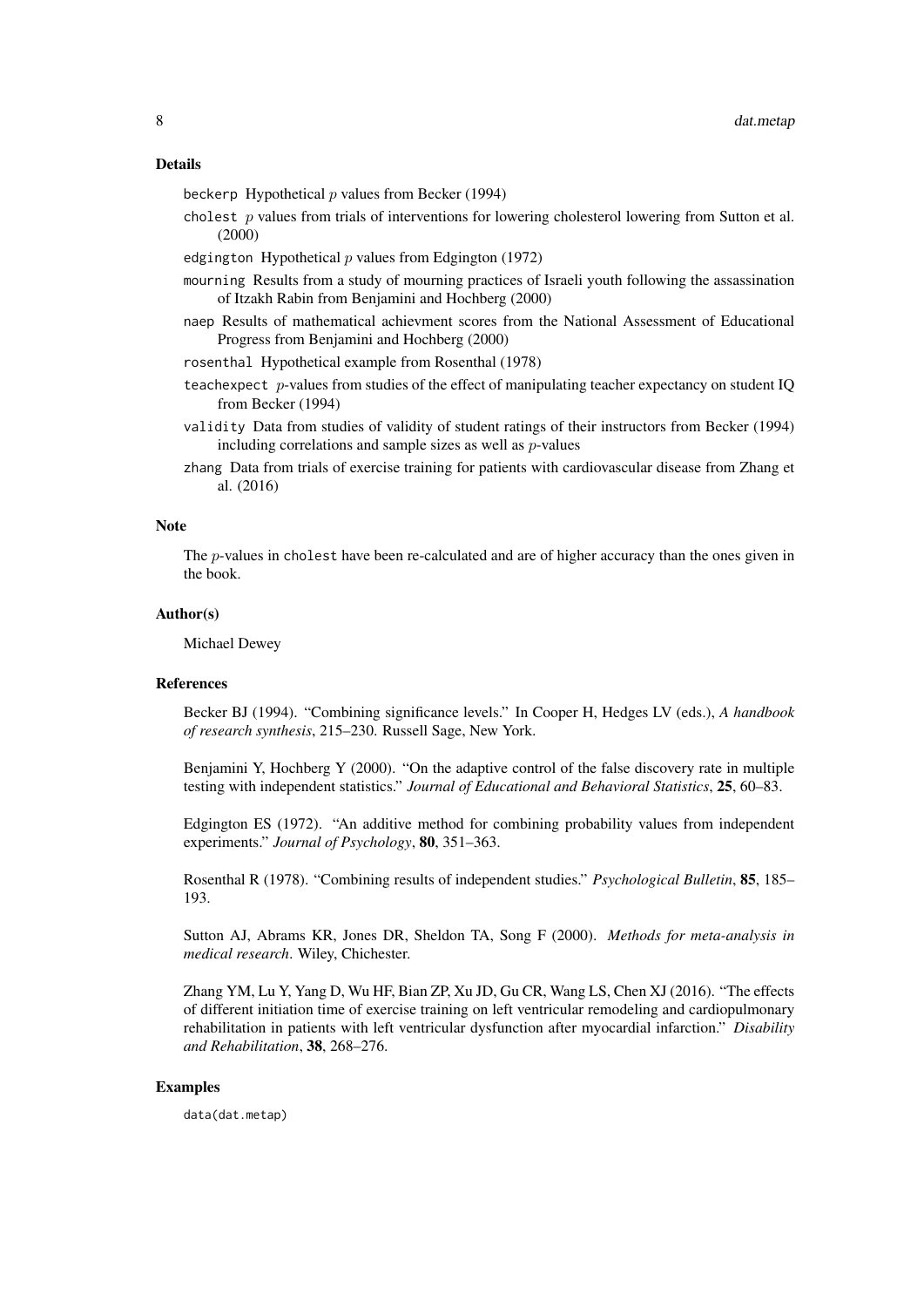## Details

`beckerp` Hypothetical $p$ values from Becker (1994)

`cholest` $p$ values from trials of interventions for lowering cholesterol lowering from Sutton et al. (2000)

`edgington` Hypothetical $p$ values from Edgington (1972)

`mourning` Results from a study of mourning practices of Israeli youth following the assassination of Itzakh Rabin from Benjamini and Hochberg (2000)

`naep` Results of mathematical achievment scores from the National Assessment of Educational Progress from Benjamini and Hochberg (2000)

`rosenthal` Hypothetical example from Rosenthal (1978)

`teachexpect` $p$-values from studies of the effect of manipulating teacher expectancy on student IQ from Becker (1994)

`validity` Data from studies of validity of student ratings of their instructors from Becker (1994) including correlations and sample sizes as well as $p$-values

`zhang` Data from trials of exercise training for patients with cardiovascular disease from Zhang et al. (2016)

## Note

The $p$-values in `cholest` have been re-calculated and are of higher accuracy than the ones given in the book.

## Author(s)

Michael Dewey

## References

Becker BJ (1994). "Combining significance levels." In Cooper H, Hedges LV (eds.), *A handbook of research synthesis*, 215–230. Russell Sage, New York.

Benjamini Y, Hochberg Y (2000). "On the adaptive control of the false discovery rate in multiple testing with independent statistics." *Journal of Educational and Behavioral Statistics*, **25**, 60–83.

Edgington ES (1972). "An additive method for combining probability values from independent experiments." *Journal of Psychology*, **80**, 351–363.

Rosenthal R (1978). "Combining results of independent studies." *Psychological Bulletin*, **85**, 185–193.

Sutton AJ, Abrams KR, Jones DR, Sheldon TA, Song F (2000). *Methods for meta-analysis in medical research*. Wiley, Chichester.

Zhang YM, Lu Y, Yang D, Wu HF, Bian ZP, Xu JD, Gu CR, Wang LS, Chen XJ (2016). "The effects of different initiation time of exercise training on left ventricular remodeling and cardiopulmonary rehabilitation in patients with left ventricular dysfunction after myocardial infarction." *Disability and Rehabilitation*, **38**, 268–276.

## Examples

```
data(dat.metap)
```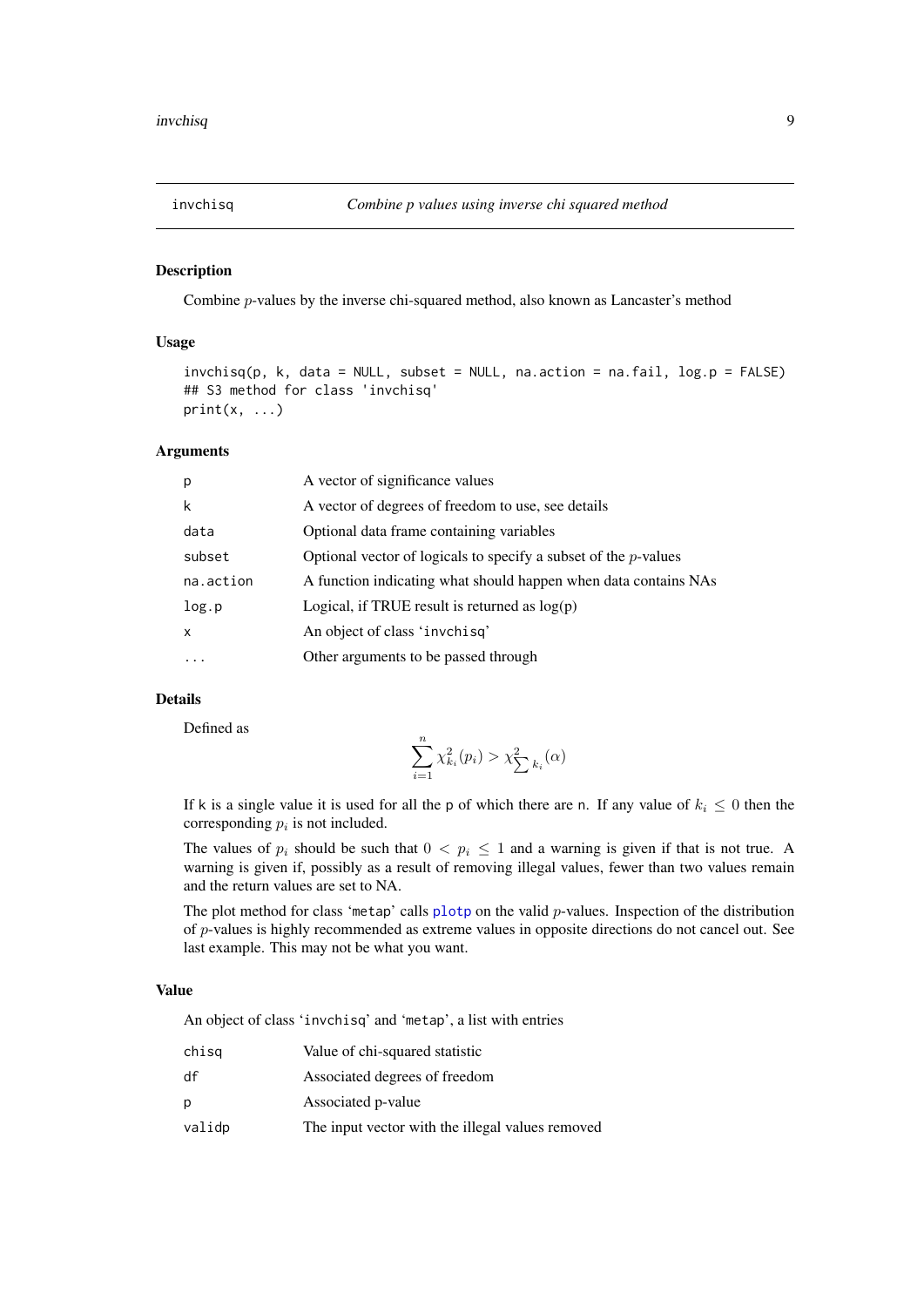## invchisq — *Combine p values using inverse chi squared method*

### Description

Combine $p$-values by the inverse chi-squared method, also known as Lancaster's method

### Usage

```
invchisq(p, k, data = NULL, subset = NULL, na.action = na.fail, log.p = FALSE)
## S3 method for class 'invchisq'
print(x, ...)
```

### Arguments

| | |
|---|---|
| p | A vector of significance values |
| k | A vector of degrees of freedom to use, see details |
| data | Optional data frame containing variables |
| subset | Optional vector of logicals to specify a subset of the $p$-values |
| na.action | A function indicating what should happen when data contains NAs |
| log.p | Logical, if TRUE result is returned as log(p) |
| x | An object of class 'invchisq' |
| ... | Other arguments to be passed through |

### Details

Defined as

$$\sum_{i=1}^{n} \chi^2_{k_i}(p_i) > \chi^2_{\sum k_i}(\alpha)$$

If k is a single value it is used for all the p of which there are n. If any value of $k_i \leq 0$ then the corresponding $p_i$ is not included.

The values of $p_i$ should be such that $0 < p_i \leq 1$ and a warning is given if that is not true. A warning is given if, possibly as a result of removing illegal values, fewer than two values remain and the return values are set to NA.

The plot method for class 'metap' calls plotp on the valid $p$-values. Inspection of the distribution of $p$-values is highly recommended as extreme values in opposite directions do not cancel out. See last example. This may not be what you want.

### Value

An object of class 'invchisq' and 'metap', a list with entries

| | |
|---|---|
| chisq | Value of chi-squared statistic |
| df | Associated degrees of freedom |
| p | Associated p-value |
| validp | The input vector with the illegal values removed |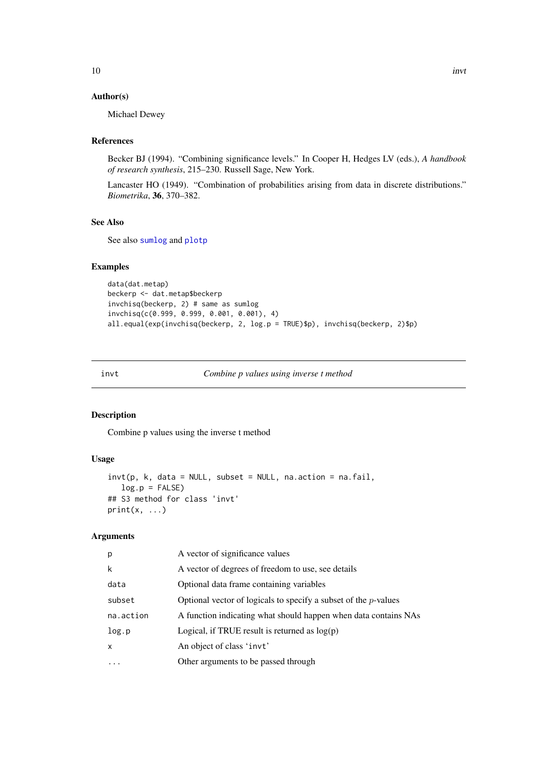### Author(s)

Michael Dewey

### References

Becker BJ (1994). "Combining significance levels." In Cooper H, Hedges LV (eds.), *A handbook of research synthesis*, 215–230. Russell Sage, New York.

Lancaster HO (1949). "Combination of probabilities arising from data in discrete distributions." *Biometrika*, **36**, 370–382.

### See Also

See also `sumlog` and `plotp`

### Examples

```
data(dat.metap)
beckerp <- dat.metap$beckerp
invchisq(beckerp, 2) # same as sumlog
invchisq(c(0.999, 0.999, 0.001, 0.001), 4)
all.equal(exp(invchisq(beckerp, 2, log.p = TRUE)$p), invchisq(beckerp, 2)$p)
```

---

## invt — *Combine p values using inverse t method*

### Description

Combine p values using the inverse t method

### Usage

```
invt(p, k, data = NULL, subset = NULL, na.action = na.fail,
   log.p = FALSE)
## S3 method for class 'invt'
print(x, ...)
```

### Arguments

| | |
|---|---|
| `p` | A vector of significance values |
| `k` | A vector of degrees of freedom to use, see details |
| `data` | Optional data frame containing variables |
| `subset` | Optional vector of logicals to specify a subset of the *p*-values |
| `na.action` | A function indicating what should happen when data contains NAs |
| `log.p` | Logical, if TRUE result is returned as log(p) |
| `x` | An object of class 'invt' |
| `...` | Other arguments to be passed through |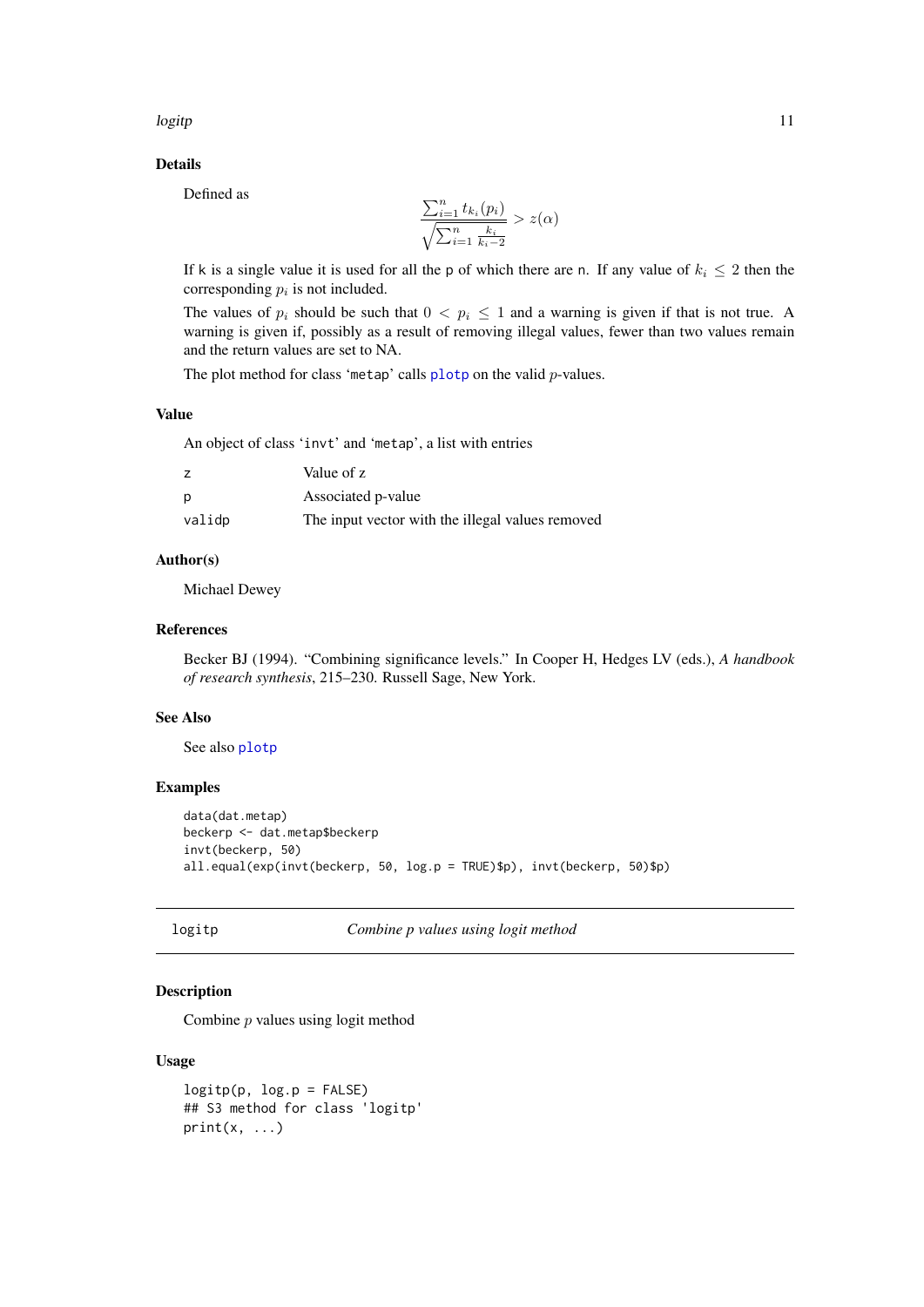### Details

Defined as

$$\frac{\sum_{i=1}^{n} t_{k_i}(p_i)}{\sqrt{\sum_{i=1}^{n} \frac{k_i}{k_i-2}}} > z(\alpha)$$

If k is a single value it is used for all the p of which there are n. If any value of $k_i \leq 2$ then the corresponding $p_i$ is not included.

The values of $p_i$ should be such that $0 < p_i \leq 1$ and a warning is given if that is not true. A warning is given if, possibly as a result of removing illegal values, fewer than two values remain and the return values are set to NA.

The plot method for class 'metap' calls plotp on the valid $p$-values.

### Value

An object of class 'invt' and 'metap', a list with entries

| | |
|---|---|
| z | Value of z |
| p | Associated p-value |
| validp | The input vector with the illegal values removed |

### Author(s)

Michael Dewey

### References

Becker BJ (1994). "Combining significance levels." In Cooper H, Hedges LV (eds.), *A handbook of research synthesis*, 215–230. Russell Sage, New York.

### See Also

See also plotp

### Examples

```
data(dat.metap)
beckerp <- dat.metap$beckerp
invt(beckerp, 50)
all.equal(exp(invt(beckerp, 50, log.p = TRUE)$p), invt(beckerp, 50)$p)
```

---

## logitp — *Combine p values using logit method*

---

### Description

Combine $p$ values using logit method

### Usage

```
logitp(p, log.p = FALSE)
## S3 method for class 'logitp'
print(x, ...)
```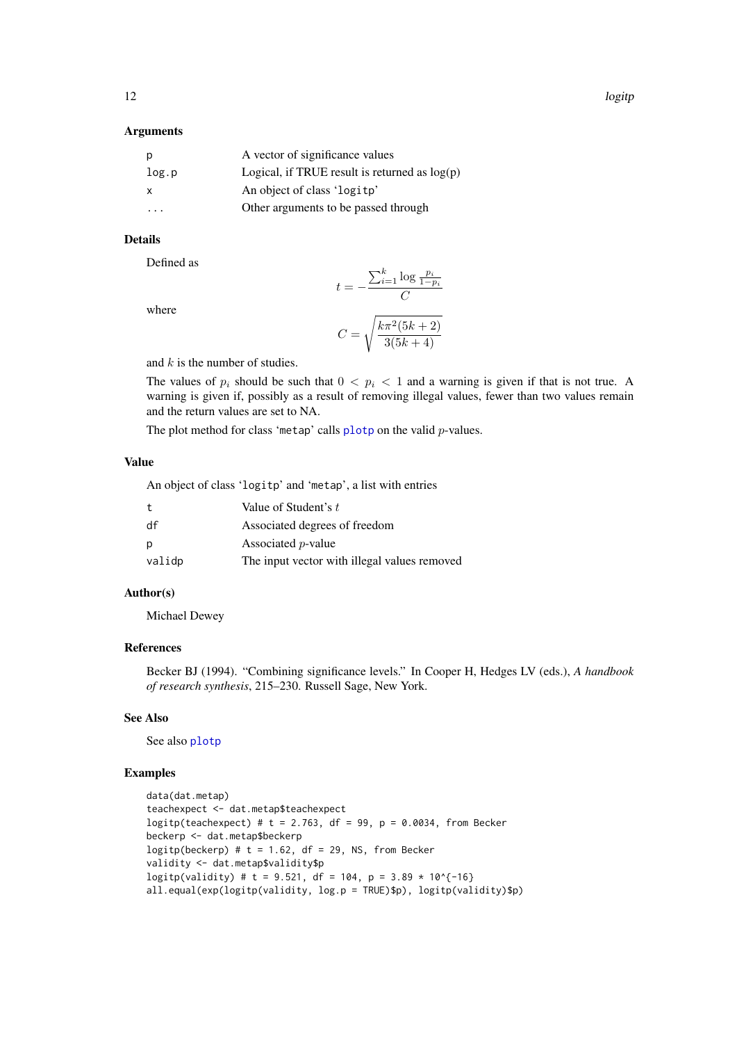### Arguments

| | |
|---|---|
| p | A vector of significance values |
| log.p | Logical, if TRUE result is returned as log(p) |
| x | An object of class 'logitp' |
| ... | Other arguments to be passed through |

### Details

Defined as

$$t = -\frac{\sum_{i=1}^{k} \log \frac{p_i}{1-p_i}}{C}$$

where

$$C = \sqrt{\frac{k\pi^2(5k+2)}{3(5k+4)}}$$

and $k$ is the number of studies.

The values of $p_i$ should be such that $0 < p_i < 1$ and a warning is given if that is not true. A warning is given if, possibly as a result of removing illegal values, fewer than two values remain and the return values are set to NA.

The plot method for class 'metap' calls plotp on the valid $p$-values.

### Value

An object of class 'logitp' and 'metap', a list with entries

| | |
|---|---|
| t | Value of Student's $t$ |
| df | Associated degrees of freedom |
| p | Associated $p$-value |
| validp | The input vector with illegal values removed |

### Author(s)

Michael Dewey

### References

Becker BJ (1994). "Combining significance levels." In Cooper H, Hedges LV (eds.), *A handbook of research synthesis*, 215–230. Russell Sage, New York.

### See Also

See also plotp

### Examples

```
data(dat.metap)
teachexpect <- dat.metap$teachexpect
logitp(teachexpect) # t = 2.763, df = 99, p = 0.0034, from Becker
beckerp <- dat.metap$beckerp
logitp(beckerp) # t = 1.62, df = 29, NS, from Becker
validity <- dat.metap$validity$p
logitp(validity) # t = 9.521, df = 104, p = 3.89 * 10^{-16}
all.equal(exp(logitp(validity, log.p = TRUE)$p), logitp(validity)$p)
```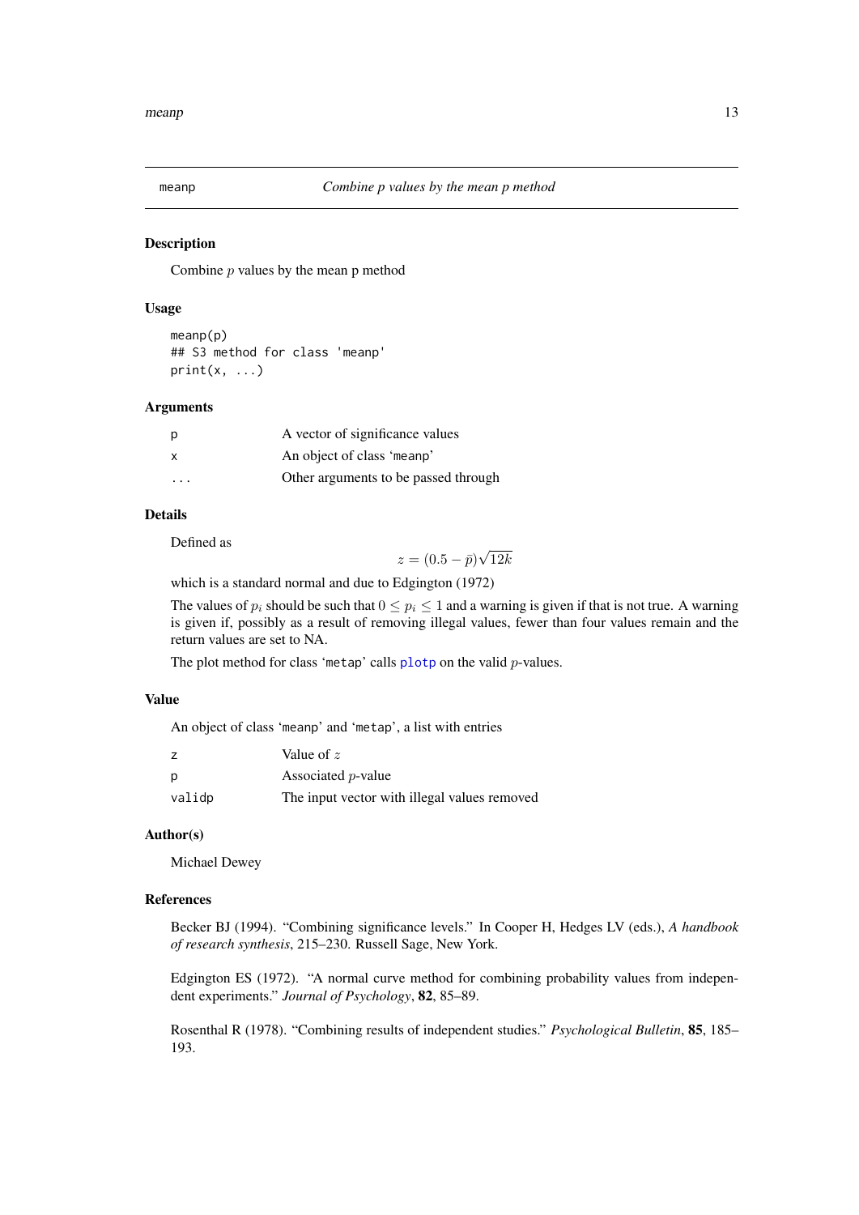| meanp | *Combine p values by the mean p method* |
|---|---|

## Description

Combine $p$ values by the mean p method

## Usage

```
meanp(p)
## S3 method for class 'meanp'
print(x, ...)
```

## Arguments

| | |
|---|---|
| p | A vector of significance values |
| x | An object of class 'meanp' |
| ... | Other arguments to be passed through |

## Details

Defined as

$$z = (0.5 - \bar{p})\sqrt{12k}$$

which is a standard normal and due to Edgington (1972)

The values of $p_i$ should be such that $0 \le p_i \le 1$ and a warning is given if that is not true. A warning is given if, possibly as a result of removing illegal values, fewer than four values remain and the return values are set to NA.

The plot method for class 'metap' calls plotp on the valid $p$-values.

## Value

An object of class 'meanp' and 'metap', a list with entries

| | |
|---|---|
| z | Value of $z$ |
| p | Associated $p$-value |
| validp | The input vector with illegal values removed |

## Author(s)

Michael Dewey

## References

Becker BJ (1994). "Combining significance levels." In Cooper H, Hedges LV (eds.), *A handbook of research synthesis*, 215–230. Russell Sage, New York.

Edgington ES (1972). "A normal curve method for combining probability values from independent experiments." *Journal of Psychology*, **82**, 85–89.

Rosenthal R (1978). "Combining results of independent studies." *Psychological Bulletin*, **85**, 185–193.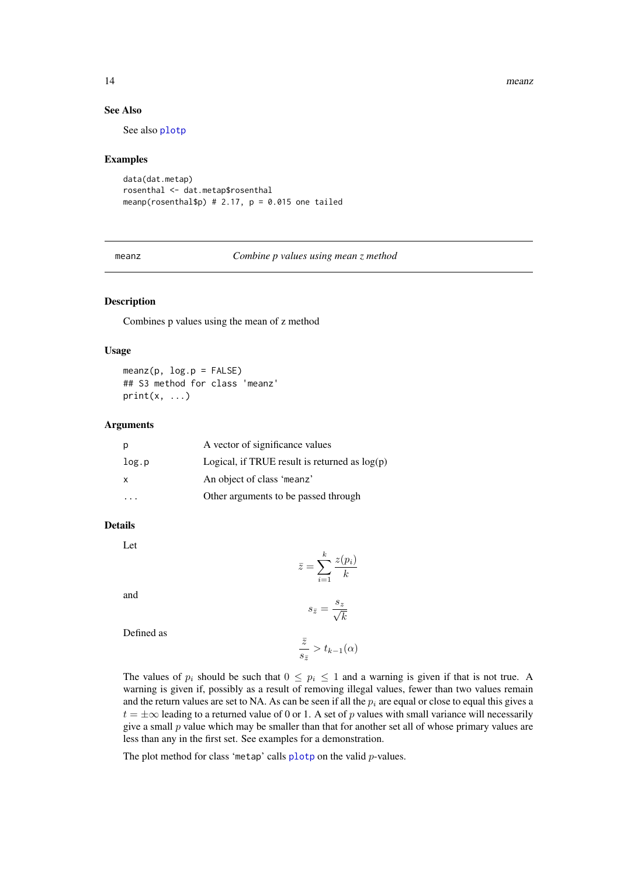### See Also

See also plotp

### Examples

```
data(dat.metap)
rosenthal <- dat.metap$rosenthal
meanp(rosenthal$p) # 2.17, p = 0.015 one tailed
```

---

## meanz — *Combine p values using mean z method*

### Description

Combines p values using the mean of z method

### Usage

```
meanz(p, log.p = FALSE)
## S3 method for class 'meanz'
print(x, ...)
```

### Arguments

| | |
|---|---|
| p | A vector of significance values |
| log.p | Logical, if TRUE result is returned as log(p) |
| x | An object of class 'meanz' |
| ... | Other arguments to be passed through |

### Details

Let

$$\bar{z} = \sum_{i=1}^{k} \frac{z(p_i)}{k}$$

and

$$s_{\bar{z}} = \frac{s_z}{\sqrt{k}}$$

Defined as

$$\frac{\bar{z}}{s_{\bar{z}}} > t_{k-1}(\alpha)$$

The values of $p_i$ should be such that $0 \leq p_i \leq 1$ and a warning is given if that is not true. A warning is given if, possibly as a result of removing illegal values, fewer than two values remain and the return values are set to NA. As can be seen if all the $p_i$ are equal or close to equal this gives a $t = \pm\infty$ leading to a returned value of 0 or 1. A set of $p$ values with small variance will necessarily give a small $p$ value which may be smaller than that for another set all of whose primary values are less than any in the first set. See examples for a demonstration.

The plot method for class 'metap' calls plotp on the valid $p$-values.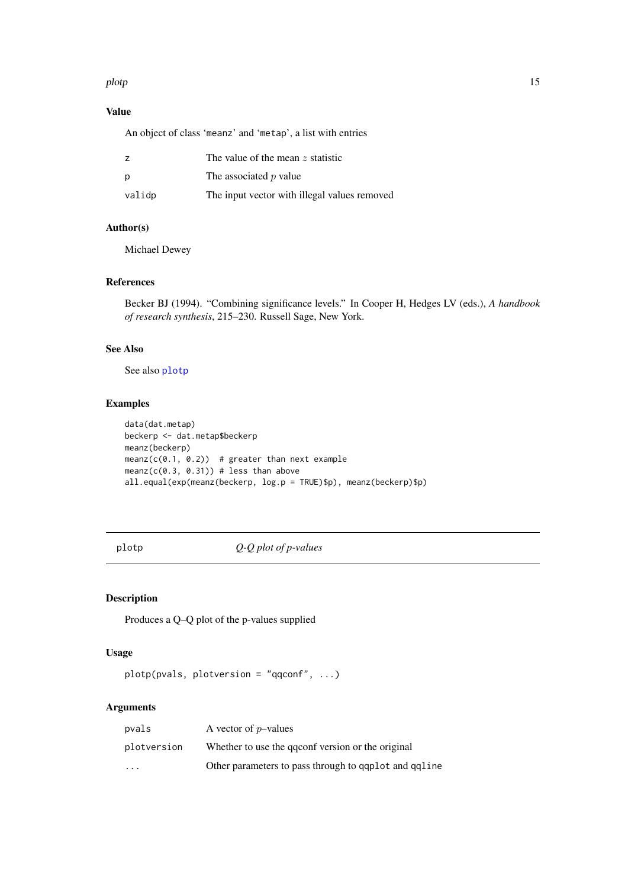### Value

An object of class 'meanz' and 'metap', a list with entries

| | |
|---|---|
| z | The value of the mean $z$ statistic |
| p | The associated $p$ value |
| validp | The input vector with illegal values removed |

### Author(s)

Michael Dewey

### References

Becker BJ (1994). "Combining significance levels." In Cooper H, Hedges LV (eds.), *A handbook of research synthesis*, 215–230. Russell Sage, New York.

### See Also

See also plotp

### Examples

```
data(dat.metap)
beckerp <- dat.metap$beckerp
meanz(beckerp)
meanz(c(0.1, 0.2))  # greater than next example
meanz(c(0.3, 0.31)) # less than above
all.equal(exp(meanz(beckerp, log.p = TRUE)$p), meanz(beckerp)$p)
```

---

## plotp *Q-Q plot of p-values*

### Description

Produces a Q–Q plot of the p-values supplied

### Usage

```
plotp(pvals, plotversion = "qqconf", ...)
```

### Arguments

| | |
|---|---|
| pvals | A vector of $p$–values |
| plotversion | Whether to use the qqconf version or the original |
| ... | Other parameters to pass through to qqplot and qqline |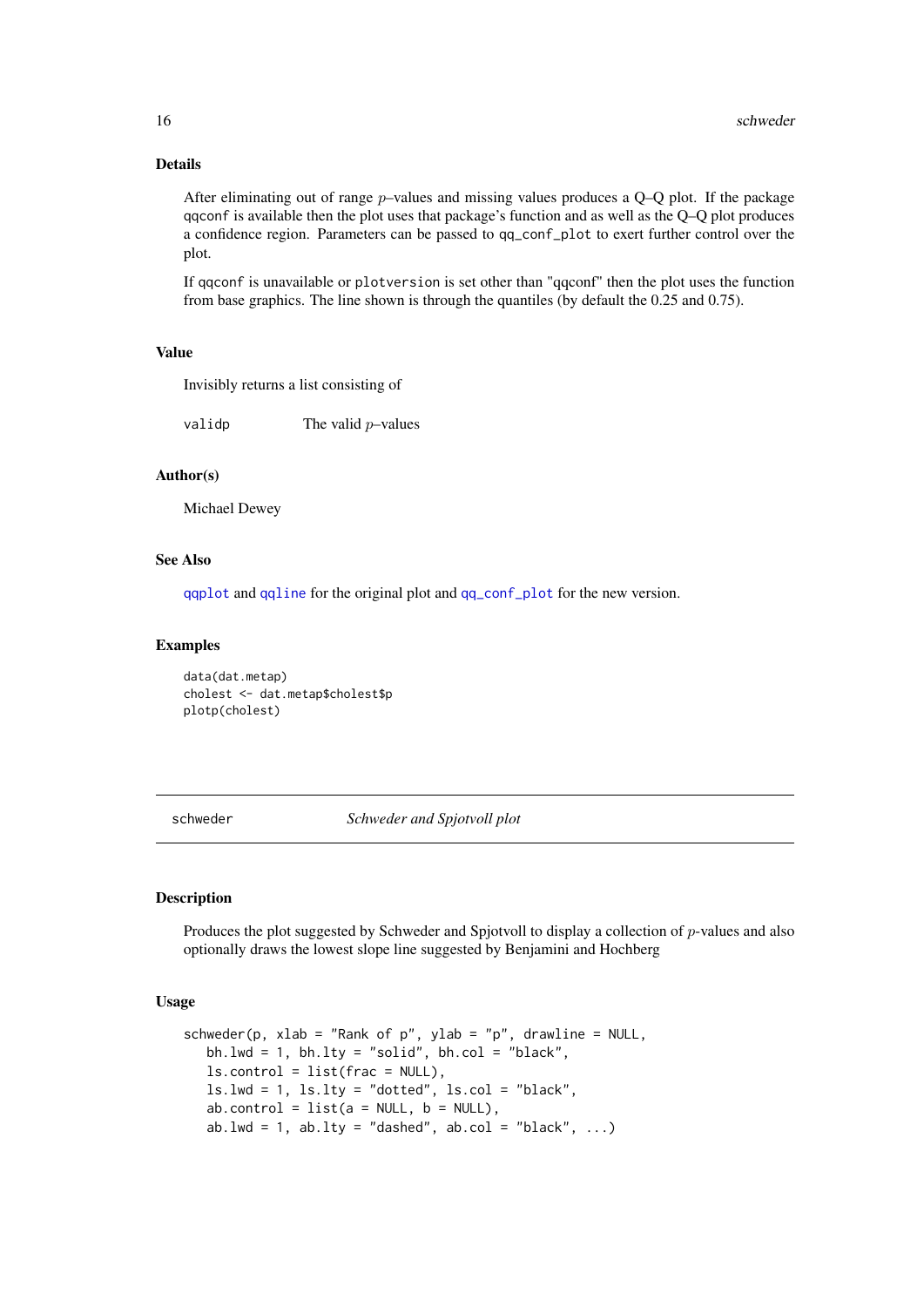### Details

After eliminating out of range $p$–values and missing values produces a Q–Q plot. If the package qqconf is available then the plot uses that package's function and as well as the Q–Q plot produces a confidence region. Parameters can be passed to qq_conf_plot to exert further control over the plot.

If qqconf is unavailable or plotversion is set other than "qqconf" then the plot uses the function from base graphics. The line shown is through the quantiles (by default the 0.25 and 0.75).

### Value

Invisibly returns a list consisting of

validp  The valid $p$–values

### Author(s)

Michael Dewey

### See Also

qqplot and qqline for the original plot and qq_conf_plot for the new version.

### Examples

```
data(dat.metap)
cholest <- dat.metap$cholest$p
plotp(cholest)
```

---

## schweder  *Schweder and Spjotvoll plot*

---

### Description

Produces the plot suggested by Schweder and Spjotvoll to display a collection of $p$-values and also optionally draws the lowest slope line suggested by Benjamini and Hochberg

### Usage

```
schweder(p, xlab = "Rank of p", ylab = "p", drawline = NULL,
   bh.lwd = 1, bh.lty = "solid", bh.col = "black",
   ls.control = list(frac = NULL),
   ls.lwd = 1, ls.lty = "dotted", ls.col = "black",
   ab.control = list(a = NULL, b = NULL),
   ab.lwd = 1, ab.lty = "dashed", ab.col = "black", ...)
```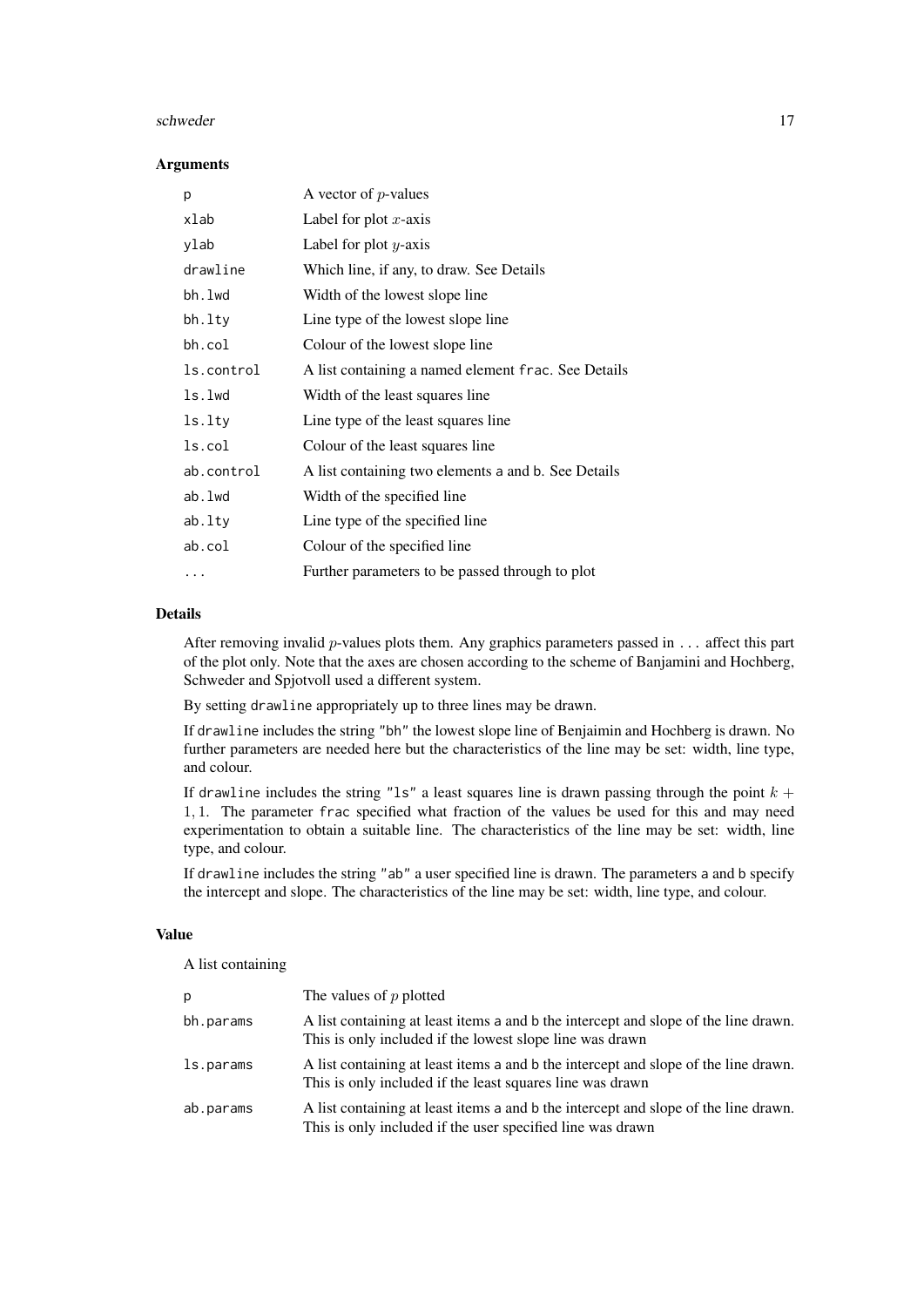### Arguments

| | |
|---|---|
| `p` | A vector of $p$-values |
| `xlab` | Label for plot $x$-axis |
| `ylab` | Label for plot $y$-axis |
| `drawline` | Which line, if any, to draw. See Details |
| `bh.lwd` | Width of the lowest slope line |
| `bh.lty` | Line type of the lowest slope line |
| `bh.col` | Colour of the lowest slope line |
| `ls.control` | A list containing a named element `frac`. See Details |
| `ls.lwd` | Width of the least squares line |
| `ls.lty` | Line type of the least squares line |
| `ls.col` | Colour of the least squares line |
| `ab.control` | A list containing two elements `a` and `b`. See Details |
| `ab.lwd` | Width of the specified line |
| `ab.lty` | Line type of the specified line |
| `ab.col` | Colour of the specified line |
| `...` | Further parameters to be passed through to plot |

### Details

After removing invalid $p$-values plots them. Any graphics parameters passed in `...` affect this part of the plot only. Note that the axes are chosen according to the scheme of Banjamini and Hochberg, Schweder and Spjotvoll used a different system.

By setting `drawline` appropriately up to three lines may be drawn.

If `drawline` includes the string `"bh"` the lowest slope line of Benjaimin and Hochberg is drawn. No further parameters are needed here but the characteristics of the line may be set: width, line type, and colour.

If `drawline` includes the string `"ls"` a least squares line is drawn passing through the point $k + 1, 1$. The parameter `frac` specified what fraction of the values be used for this and may need experimentation to obtain a suitable line. The characteristics of the line may be set: width, line type, and colour.

If `drawline` includes the string `"ab"` a user specified line is drawn. The parameters `a` and `b` specify the intercept and slope. The characteristics of the line may be set: width, line type, and colour.

### Value

A list containing

| | |
|---|---|
| `p` | The values of $p$ plotted |
| `bh.params` | A list containing at least items `a` and `b` the intercept and slope of the line drawn. This is only included if the lowest slope line was drawn |
| `ls.params` | A list containing at least items `a` and `b` the intercept and slope of the line drawn. This is only included if the least squares line was drawn |
| `ab.params` | A list containing at least items `a` and `b` the intercept and slope of the line drawn. This is only included if the user specified line was drawn |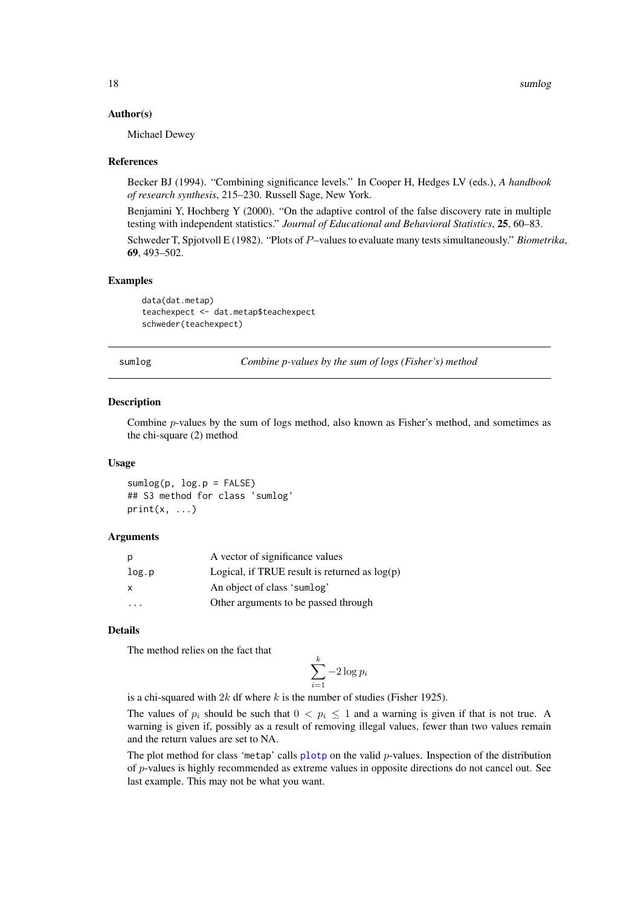### Author(s)

Michael Dewey

### References

Becker BJ (1994). "Combining significance levels." In Cooper H, Hedges LV (eds.), *A handbook of research synthesis*, 215–230. Russell Sage, New York.

Benjamini Y, Hochberg Y (2000). "On the adaptive control of the false discovery rate in multiple testing with independent statistics." *Journal of Educational and Behavioral Statistics*, **25**, 60–83.

Schweder T, Spjotvoll E (1982). "Plots of $P$–values to evaluate many tests simultaneously." *Biometrika*, **69**, 493–502.

### Examples

```
data(dat.metap)
teachexpect <- dat.metap$teachexpect
schweder(teachexpect)
```

---

## sumlog — *Combine p-values by the sum of logs (Fisher's) method*

---

### Description

Combine $p$-values by the sum of logs method, also known as Fisher's method, and sometimes as the chi-square (2) method

### Usage

```
sumlog(p, log.p = FALSE)
## S3 method for class 'sumlog'
print(x, ...)
```

### Arguments

| | |
|---|---|
| p | A vector of significance values |
| log.p | Logical, if TRUE result is returned as log(p) |
| x | An object of class 'sumlog' |
| ... | Other arguments to be passed through |

### Details

The method relies on the fact that

$$\sum_{i=1}^{k} -2 \log p_i$$

is a chi-squared with $2k$ df where $k$ is the number of studies (Fisher 1925).

The values of $p_i$ should be such that $0 < p_i \leq 1$ and a warning is given if that is not true. A warning is given if, possibly as a result of removing illegal values, fewer than two values remain and the return values are set to NA.

The plot method for class 'metap' calls plotp on the valid $p$-values. Inspection of the distribution of $p$-values is highly recommended as extreme values in opposite directions do not cancel out. See last example. This may not be what you want.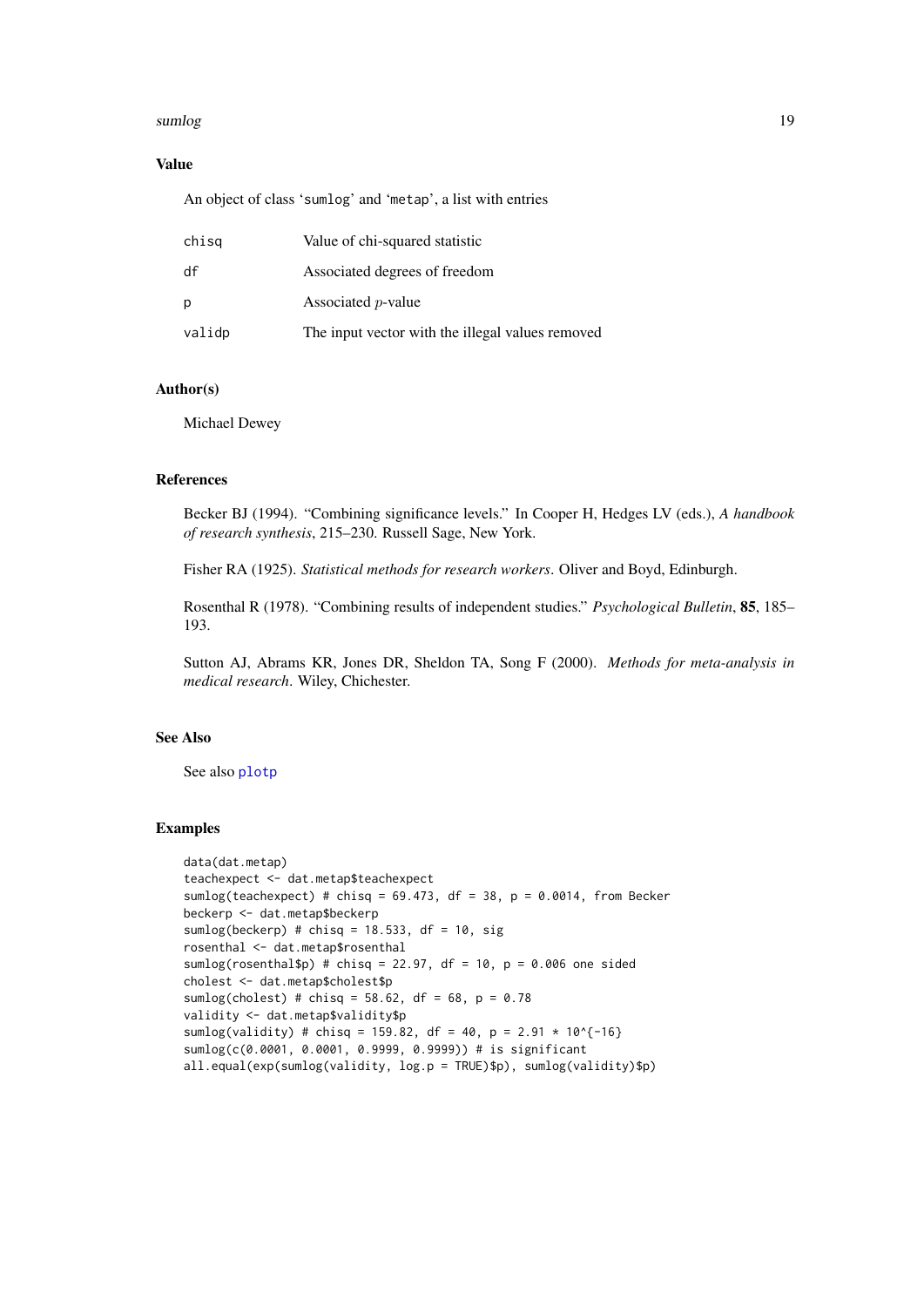## Value

An object of class 'sumlog' and 'metap', a list with entries

| | |
|---|---|
| chisq | Value of chi-squared statistic |
| df | Associated degrees of freedom |
| p | Associated $p$-value |
| validp | The input vector with the illegal values removed |

## Author(s)

Michael Dewey

## References

Becker BJ (1994). "Combining significance levels." In Cooper H, Hedges LV (eds.), *A handbook of research synthesis*, 215–230. Russell Sage, New York.

Fisher RA (1925). *Statistical methods for research workers*. Oliver and Boyd, Edinburgh.

Rosenthal R (1978). "Combining results of independent studies." *Psychological Bulletin*, **85**, 185–193.

Sutton AJ, Abrams KR, Jones DR, Sheldon TA, Song F (2000). *Methods for meta-analysis in medical research*. Wiley, Chichester.

## See Also

See also plotp

## Examples

```
data(dat.metap)
teachexpect <- dat.metap$teachexpect
sumlog(teachexpect) # chisq = 69.473, df = 38, p = 0.0014, from Becker
beckerp <- dat.metap$beckerp
sumlog(beckerp) # chisq = 18.533, df = 10, sig
rosenthal <- dat.metap$rosenthal
sumlog(rosenthal$p) # chisq = 22.97, df = 10, p = 0.006 one sided
cholest <- dat.metap$cholest$p
sumlog(cholest) # chisq = 58.62, df = 68, p = 0.78
validity <- dat.metap$validity$p
sumlog(validity) # chisq = 159.82, df = 40, p = 2.91 * 10^{-16}
sumlog(c(0.0001, 0.0001, 0.9999, 0.9999)) # is significant
all.equal(exp(sumlog(validity, log.p = TRUE)$p), sumlog(validity)$p)
```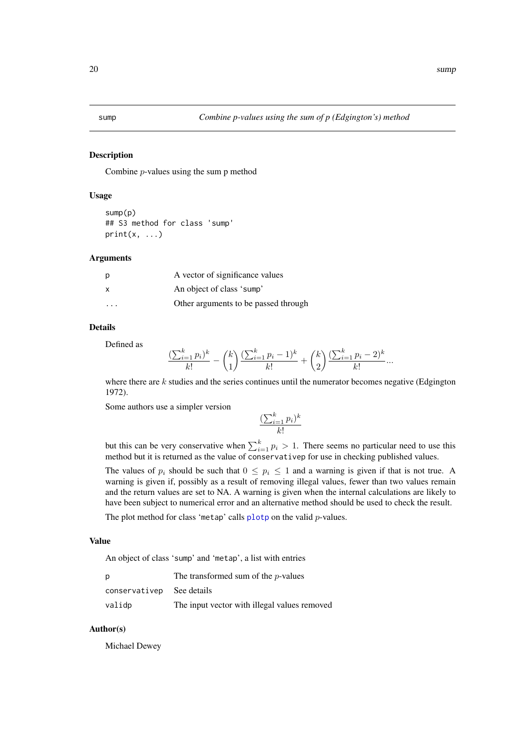# sump — *Combine p-values using the sum of p (Edgington's) method*

## Description

Combine $p$-values using the sum p method

## Usage

```
sump(p)
## S3 method for class 'sump'
print(x, ...)
```

## Arguments

| | |
|---|---|
| `p` | A vector of significance values |
| `x` | An object of class '`sump`' |
| `...` | Other arguments to be passed through |

## Details

Defined as

$$\frac{(\sum_{i=1}^{k} p_i)^k}{k!} - \binom{k}{1}\frac{(\sum_{i=1}^{k} p_i - 1)^k}{k!} + \binom{k}{2}\frac{(\sum_{i=1}^{k} p_i - 2)^k}{k!} \ldots$$

where there are $k$ studies and the series continues until the numerator becomes negative (Edgington 1972).

Some authors use a simpler version

$$\frac{(\sum_{i=1}^{k} p_i)^k}{k!}$$

but this can be very conservative when $\sum_{i=1}^{k} p_i > 1$. There seems no particular need to use this method but it is returned as the value of `conservativep` for use in checking published values.

The values of $p_i$ should be such that $0 \le p_i \le 1$ and a warning is given if that is not true. A warning is given if, possibly as a result of removing illegal values, fewer than two values remain and the return values are set to NA. A warning is given when the internal calculations are likely to have been subject to numerical error and an alternative method should be used to check the result.

The plot method for class '`metap`' calls `plotp` on the valid $p$-values.

## Value

An object of class '`sump`' and '`metap`', a list with entries

| | |
|---|---|
| `p` | The transformed sum of the $p$-values |
| `conservativep` | See details |
| `validp` | The input vector with illegal values removed |

## Author(s)

Michael Dewey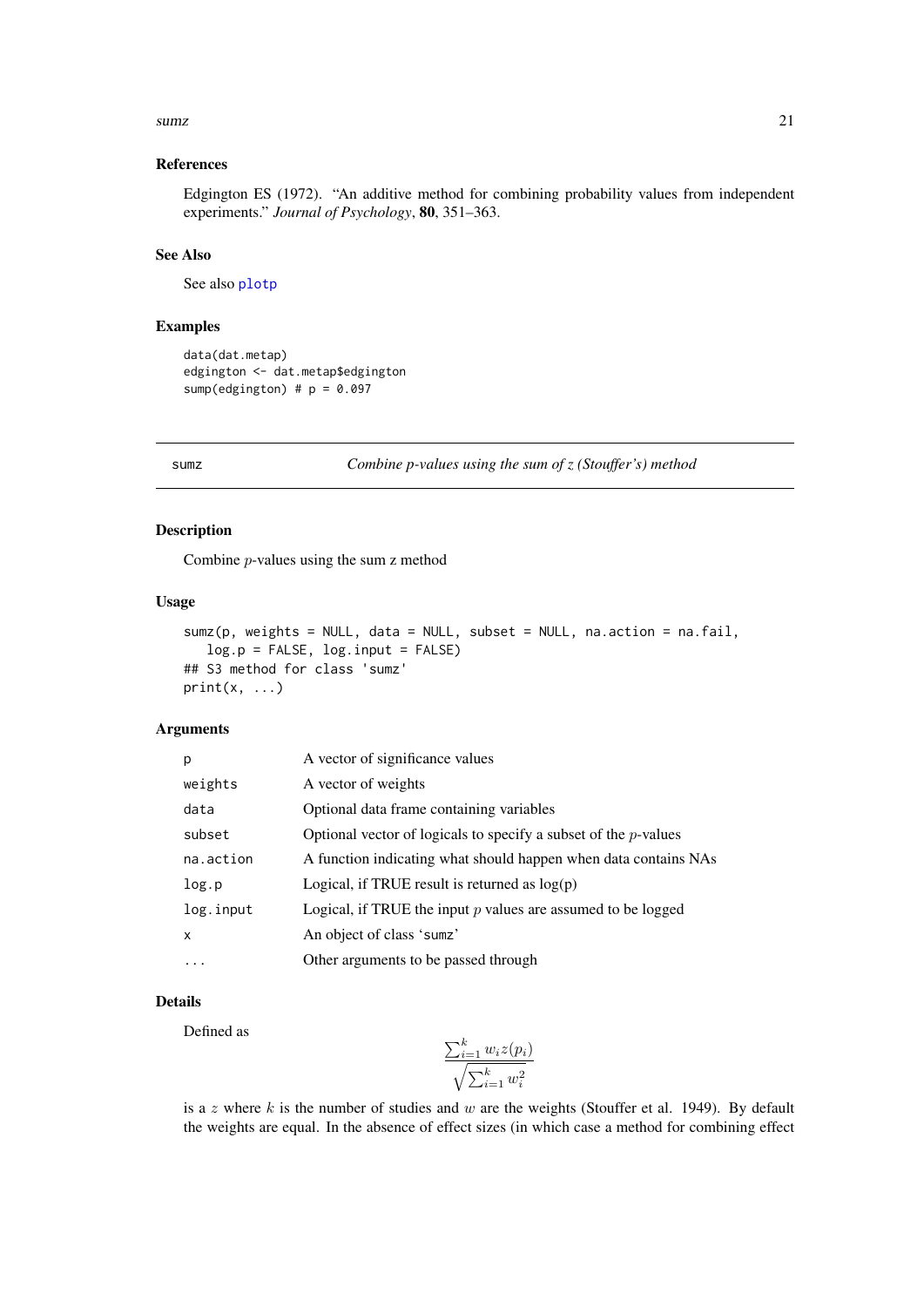### References

Edgington ES (1972). "An additive method for combining probability values from independent experiments." *Journal of Psychology*, **80**, 351–363.

### See Also

See also plotp

### Examples

```
data(dat.metap)
edgington <- dat.metap$edgington
sump(edgington) # p = 0.097
```

---

## sumz — *Combine p-values using the sum of z (Stouffer's) method*

---

### Description

Combine $p$-values using the sum z method

### Usage

```
sumz(p, weights = NULL, data = NULL, subset = NULL, na.action = na.fail,
   log.p = FALSE, log.input = FALSE)
## S3 method for class 'sumz'
print(x, ...)
```

### Arguments

| | |
|---|---|
| p | A vector of significance values |
| weights | A vector of weights |
| data | Optional data frame containing variables |
| subset | Optional vector of logicals to specify a subset of the $p$-values |
| na.action | A function indicating what should happen when data contains NAs |
| log.p | Logical, if TRUE result is returned as log(p) |
| log.input | Logical, if TRUE the input $p$ values are assumed to be logged |
| x | An object of class 'sumz' |
| ... | Other arguments to be passed through |

### Details

Defined as

$$\frac{\sum_{i=1}^{k} w_i z(p_i)}{\sqrt{\sum_{i=1}^{k} w_i^2}}$$

is a $z$ where $k$ is the number of studies and $w$ are the weights (Stouffer et al. 1949). By default the weights are equal. In the absence of effect sizes (in which case a method for combining effect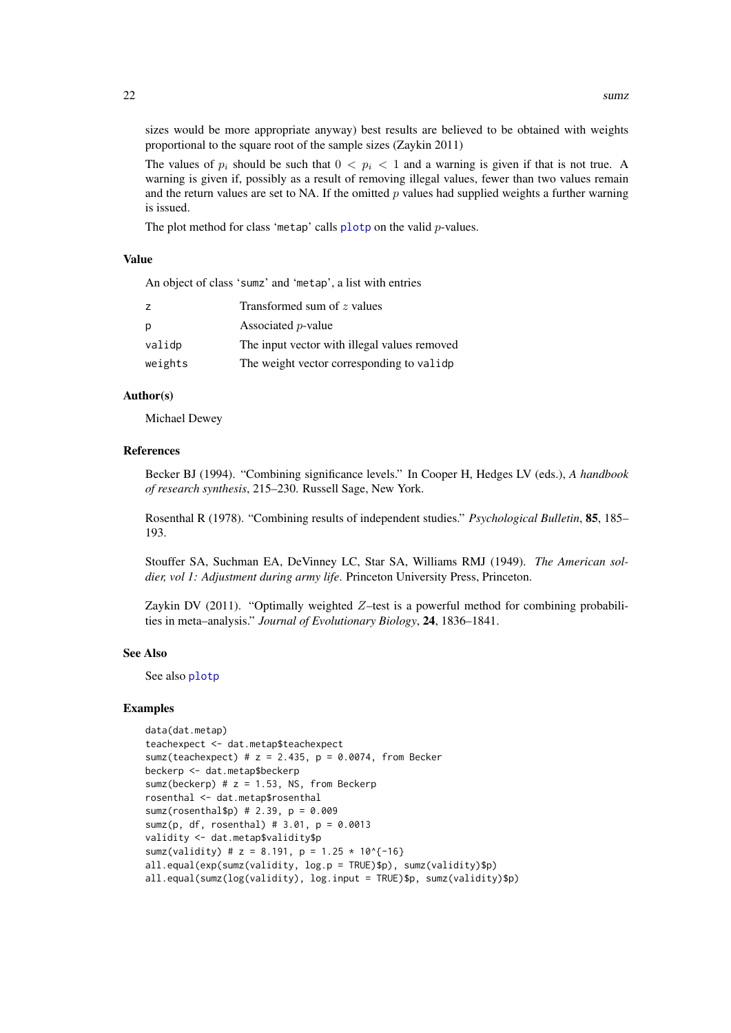sizes would be more appropriate anyway) best results are believed to be obtained with weights proportional to the square root of the sample sizes (Zaykin 2011)

The values of $p_i$ should be such that $0 < p_i < 1$ and a warning is given if that is not true. A warning is given if, possibly as a result of removing illegal values, fewer than two values remain and the return values are set to NA. If the omitted $p$ values had supplied weights a further warning is issued.

The plot method for class 'metap' calls plotp on the valid $p$-values.

### Value

An object of class 'sumz' and 'metap', a list with entries

| | |
|---|---|
| z | Transformed sum of $z$ values |
| p | Associated $p$-value |
| validp | The input vector with illegal values removed |
| weights | The weight vector corresponding to validp |

### Author(s)

Michael Dewey

### References

Becker BJ (1994). "Combining significance levels." In Cooper H, Hedges LV (eds.), *A handbook of research synthesis*, 215–230. Russell Sage, New York.

Rosenthal R (1978). "Combining results of independent studies." *Psychological Bulletin*, **85**, 185–193.

Stouffer SA, Suchman EA, DeVinney LC, Star SA, Williams RMJ (1949). *The American soldier, vol 1: Adjustment during army life*. Princeton University Press, Princeton.

Zaykin DV (2011). "Optimally weighted $Z$–test is a powerful method for combining probabilities in meta–analysis." *Journal of Evolutionary Biology*, **24**, 1836–1841.

### See Also

See also plotp

### Examples

```
data(dat.metap)
teachexpect <- dat.metap$teachexpect
sumz(teachexpect) # z = 2.435, p = 0.0074, from Becker
beckerp <- dat.metap$beckerp
sumz(beckerp) # z = 1.53, NS, from Beckerp
rosenthal <- dat.metap$rosenthal
sumz(rosenthal$p) # 2.39, p = 0.009
sumz(p, df, rosenthal) # 3.01, p = 0.0013
validity <- dat.metap$validity$p
sumz(validity) # z = 8.191, p = 1.25 * 10^{-16}
all.equal(exp(sumz(validity, log.p = TRUE)$p), sumz(validity)$p)
all.equal(sumz(log(validity), log.input = TRUE)$p, sumz(validity)$p)
```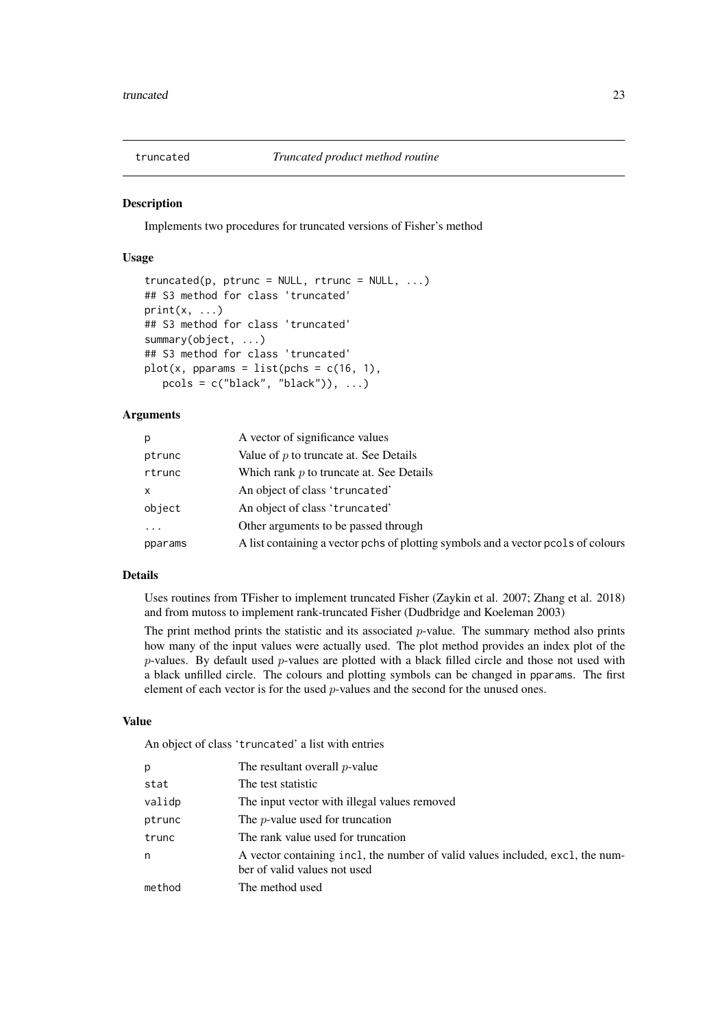# truncated — *Truncated product method routine*

## Description

Implements two procedures for truncated versions of Fisher's method

## Usage

```
truncated(p, ptrunc = NULL, rtrunc = NULL, ...)
## S3 method for class 'truncated'
print(x, ...)
## S3 method for class 'truncated'
summary(object, ...)
## S3 method for class 'truncated'
plot(x, pparams = list(pchs = c(16, 1),
   pcols = c("black", "black")), ...)
```

## Arguments

| | |
|---|---|
| p | A vector of significance values |
| ptrunc | Value of $p$ to truncate at. See Details |
| rtrunc | Which rank $p$ to truncate at. See Details |
| x | An object of class 'truncated' |
| object | An object of class 'truncated' |
| ... | Other arguments to be passed through |
| pparams | A list containing a vector pchs of plotting symbols and a vector pcols of colours |

## Details

Uses routines from TFisher to implement truncated Fisher (Zaykin et al. 2007; Zhang et al. 2018) and from mutoss to implement rank-truncated Fisher (Dudbridge and Koeleman 2003)

The print method prints the statistic and its associated $p$-value. The summary method also prints how many of the input values were actually used. The plot method provides an index plot of the $p$-values. By default used $p$-values are plotted with a black filled circle and those not used with a black unfilled circle. The colours and plotting symbols can be changed in pparams. The first element of each vector is for the used $p$-values and the second for the unused ones.

## Value

An object of class 'truncated' a list with entries

| | |
|---|---|
| p | The resultant overall $p$-value |
| stat | The test statistic |
| validp | The input vector with illegal values removed |
| ptrunc | The $p$-value used for truncation |
| trunc | The rank value used for truncation |
| n | A vector containing incl, the number of valid values included, excl, the number of valid values not used |
| method | The method used |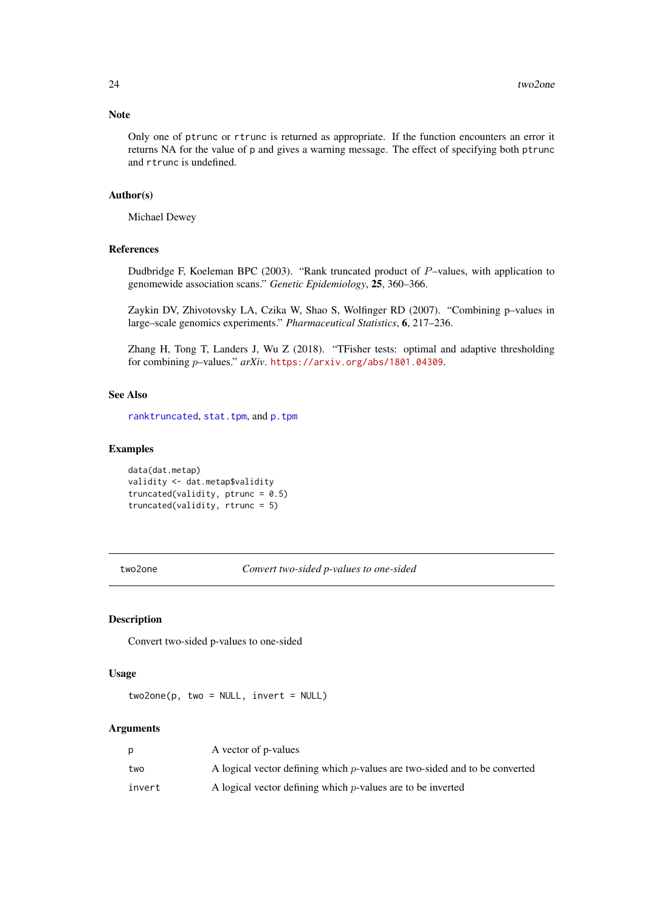### Note

Only one of `ptrunc` or `rtrunc` is returned as appropriate. If the function encounters an error it returns NA for the value of `p` and gives a warning message. The effect of specifying both `ptrunc` and `rtrunc` is undefined.

### Author(s)

Michael Dewey

### References

Dudbridge F, Koeleman BPC (2003). "Rank truncated product of $P$–values, with application to genomewide association scans." *Genetic Epidemiology*, **25**, 360–366.

Zaykin DV, Zhivotovsky LA, Czika W, Shao S, Wolfinger RD (2007). "Combining p–values in large–scale genomics experiments." *Pharmaceutical Statistics*, **6**, 217–236.

Zhang H, Tong T, Landers J, Wu Z (2018). "TFisher tests: optimal and adaptive thresholding for combining $p$–values." *arXiv*. https://arxiv.org/abs/1801.04309.

### See Also

`ranktruncated`, `stat.tpm`, and `p.tpm`

### Examples

```
data(dat.metap)
validity <- dat.metap$validity
truncated(validity, ptrunc = 0.5)
truncated(validity, rtrunc = 5)
```

---

## two2one — *Convert two-sided p-values to one-sided*

---

### Description

Convert two-sided p-values to one-sided

### Usage

```
two2one(p, two = NULL, invert = NULL)
```

### Arguments

| | |
|---|---|
| `p` | A vector of p-values |
| `two` | A logical vector defining which $p$-values are two-sided and to be converted |
| `invert` | A logical vector defining which $p$-values are to be inverted |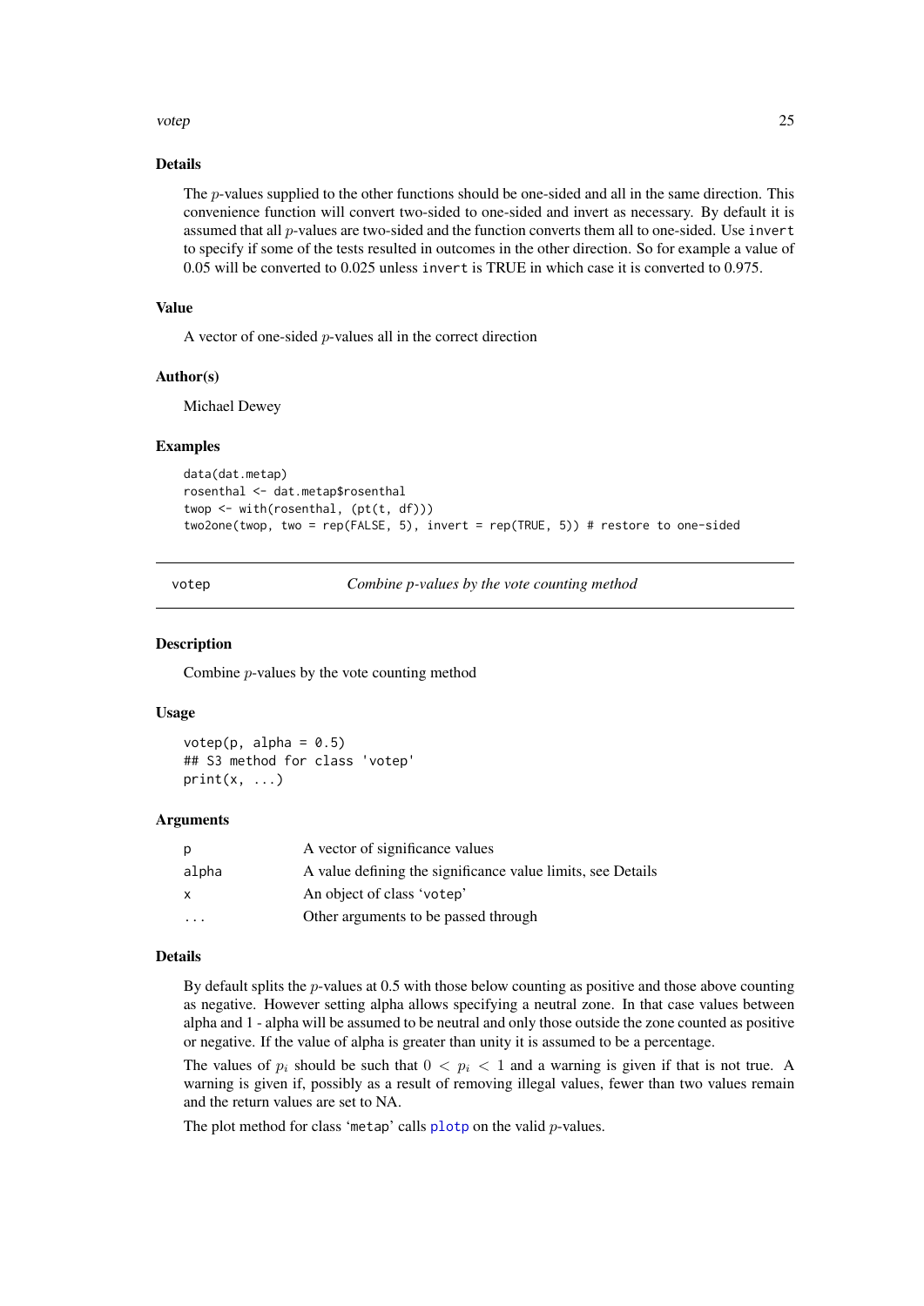## Details

The $p$-values supplied to the other functions should be one-sided and all in the same direction. This convenience function will convert two-sided to one-sided and invert as necessary. By default it is assumed that all $p$-values are two-sided and the function converts them all to one-sided. Use `invert` to specify if some of the tests resulted in outcomes in the other direction. So for example a value of 0.05 will be converted to 0.025 unless `invert` is TRUE in which case it is converted to 0.975.

## Value

A vector of one-sided $p$-values all in the correct direction

## Author(s)

Michael Dewey

## Examples

```
data(dat.metap)
rosenthal <- dat.metap$rosenthal
twop <- with(rosenthal, (pt(t, df)))
two2one(twop, two = rep(FALSE, 5), invert = rep(TRUE, 5)) # restore to one-sided
```

---

# votep — *Combine p-values by the vote counting method*

---

## Description

Combine $p$-values by the vote counting method

## Usage

```
votep(p, alpha = 0.5)
## S3 method for class 'votep'
print(x, ...)
```

## Arguments

| | |
|---|---|
| `p` | A vector of significance values |
| `alpha` | A value defining the significance value limits, see Details |
| `x` | An object of class '`votep`' |
| `...` | Other arguments to be passed through |

## Details

By default splits the $p$-values at 0.5 with those below counting as positive and those above counting as negative. However setting alpha allows specifying a neutral zone. In that case values between alpha and 1 - alpha will be assumed to be neutral and only those outside the zone counted as positive or negative. If the value of alpha is greater than unity it is assumed to be a percentage.

The values of $p_i$ should be such that $0 < p_i < 1$ and a warning is given if that is not true. A warning is given if, possibly as a result of removing illegal values, fewer than two values remain and the return values are set to NA.

The plot method for class '`metap`' calls `plotp` on the valid $p$-values.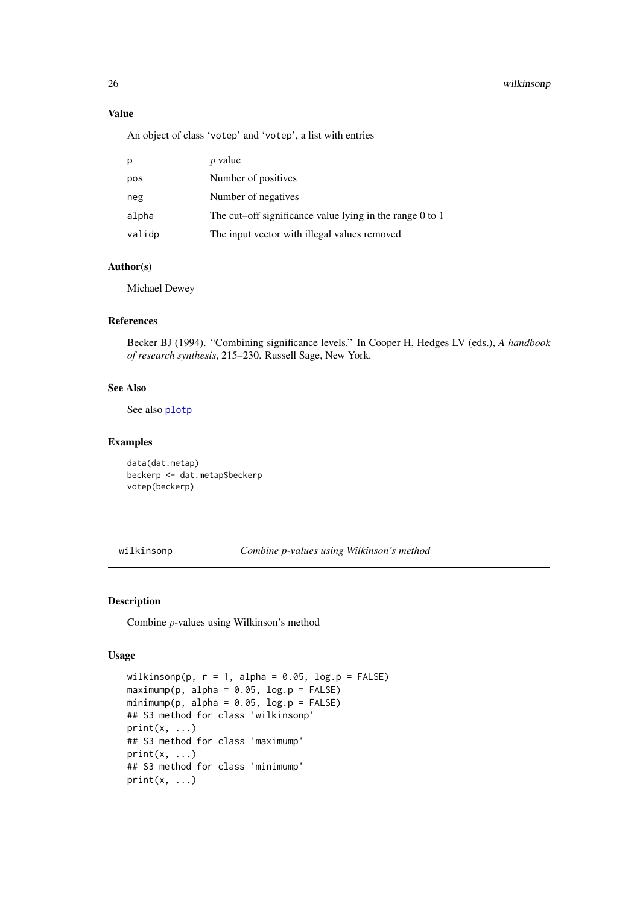### Value

An object of class 'votep' and 'votep', a list with entries

| | |
|---|---|
| p | $p$ value |
| pos | Number of positives |
| neg | Number of negatives |
| alpha | The cut–off significance value lying in the range 0 to 1 |
| validp | The input vector with illegal values removed |

### Author(s)

Michael Dewey

### References

Becker BJ (1994). "Combining significance levels." In Cooper H, Hedges LV (eds.), *A handbook of research synthesis*, 215–230. Russell Sage, New York.

### See Also

See also plotp

### Examples

```
data(dat.metap)
beckerp <- dat.metap$beckerp
votep(beckerp)
```

---

## wilkinsonp — *Combine p-values using Wilkinson's method*

### Description

Combine $p$-values using Wilkinson's method

### Usage

```
wilkinsonp(p, r = 1, alpha = 0.05, log.p = FALSE)
maximump(p, alpha = 0.05, log.p = FALSE)
minimump(p, alpha = 0.05, log.p = FALSE)
## S3 method for class 'wilkinsonp'
print(x, ...)
## S3 method for class 'maximump'
print(x, ...)
## S3 method for class 'minimump'
print(x, ...)
```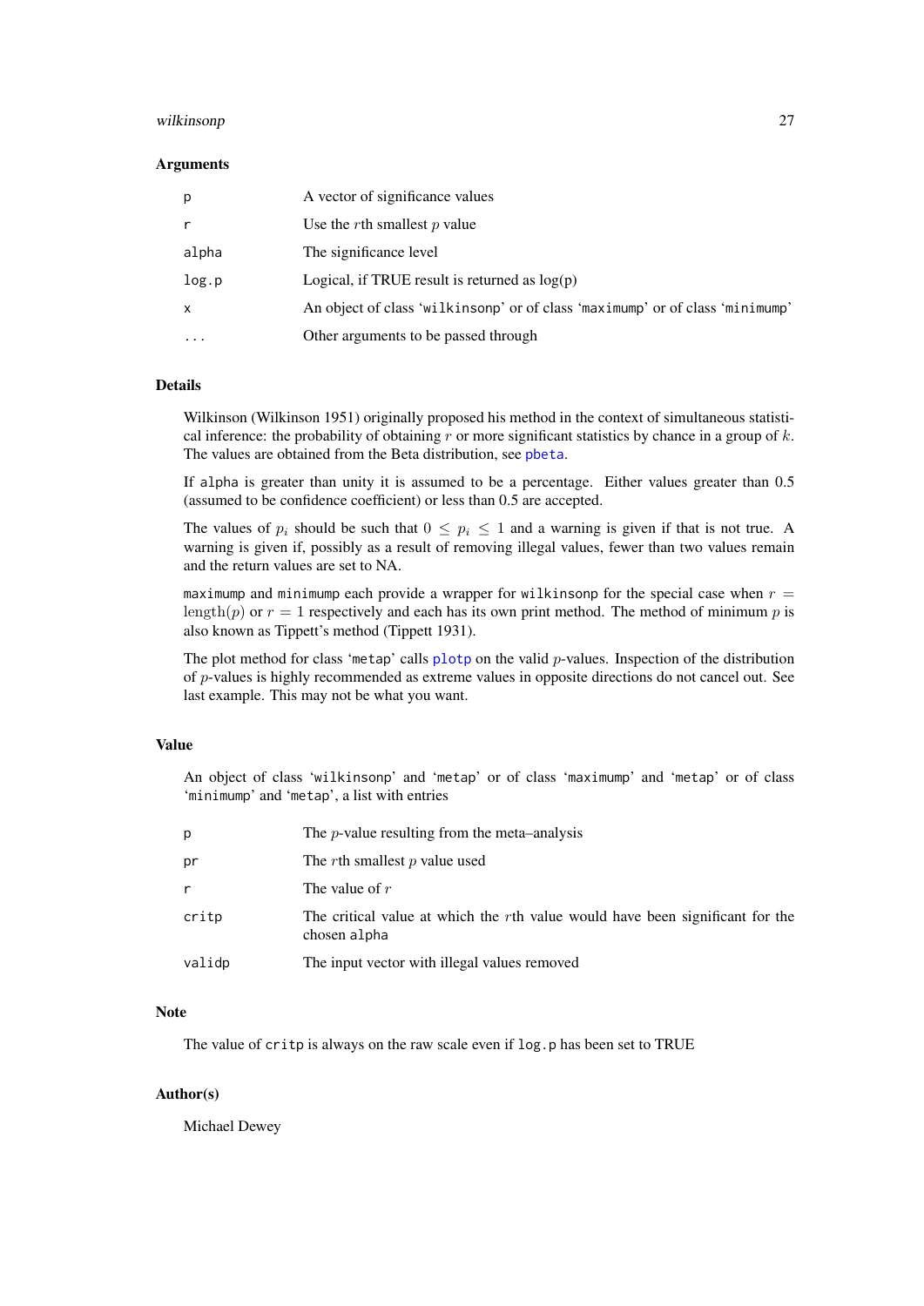## Arguments

| | |
|---|---|
| `p` | A vector of significance values |
| `r` | Use the $r$th smallest $p$ value |
| `alpha` | The significance level |
| `log.p` | Logical, if TRUE result is returned as log(p) |
| `x` | An object of class '`wilkinsonp`' or of class '`maximump`' or of class '`minimump`' |
| `...` | Other arguments to be passed through |

## Details

Wilkinson (Wilkinson 1951) originally proposed his method in the context of simultaneous statistical inference: the probability of obtaining $r$ or more significant statistics by chance in a group of $k$. The values are obtained from the Beta distribution, see `pbeta`.

If `alpha` is greater than unity it is assumed to be a percentage. Either values greater than 0.5 (assumed to be confidence coefficient) or less than 0.5 are accepted.

The values of $p_i$ should be such that $0 \leq p_i \leq 1$ and a warning is given if that is not true. A warning is given if, possibly as a result of removing illegal values, fewer than two values remain and the return values are set to NA.

`maximump` and `minimump` each provide a wrapper for `wilkinsonp` for the special case when $r = \text{length}(p)$ or $r = 1$ respectively and each has its own print method. The method of minimum $p$ is also known as Tippett's method (Tippett 1931).

The plot method for class '`metap`' calls `plotp` on the valid $p$-values. Inspection of the distribution of $p$-values is highly recommended as extreme values in opposite directions do not cancel out. See last example. This may not be what you want.

## Value

An object of class '`wilkinsonp`' and '`metap`' or of class '`maximump`' and '`metap`' or of class '`minimump`' and '`metap`', a list with entries

| | |
|---|---|
| `p` | The $p$-value resulting from the meta–analysis |
| `pr` | The $r$th smallest $p$ value used |
| `r` | The value of $r$ |
| `critp` | The critical value at which the $r$th value would have been significant for the chosen `alpha` |
| `validp` | The input vector with illegal values removed |

## Note

The value of `critp` is always on the raw scale even if `log.p` has been set to TRUE

## Author(s)

Michael Dewey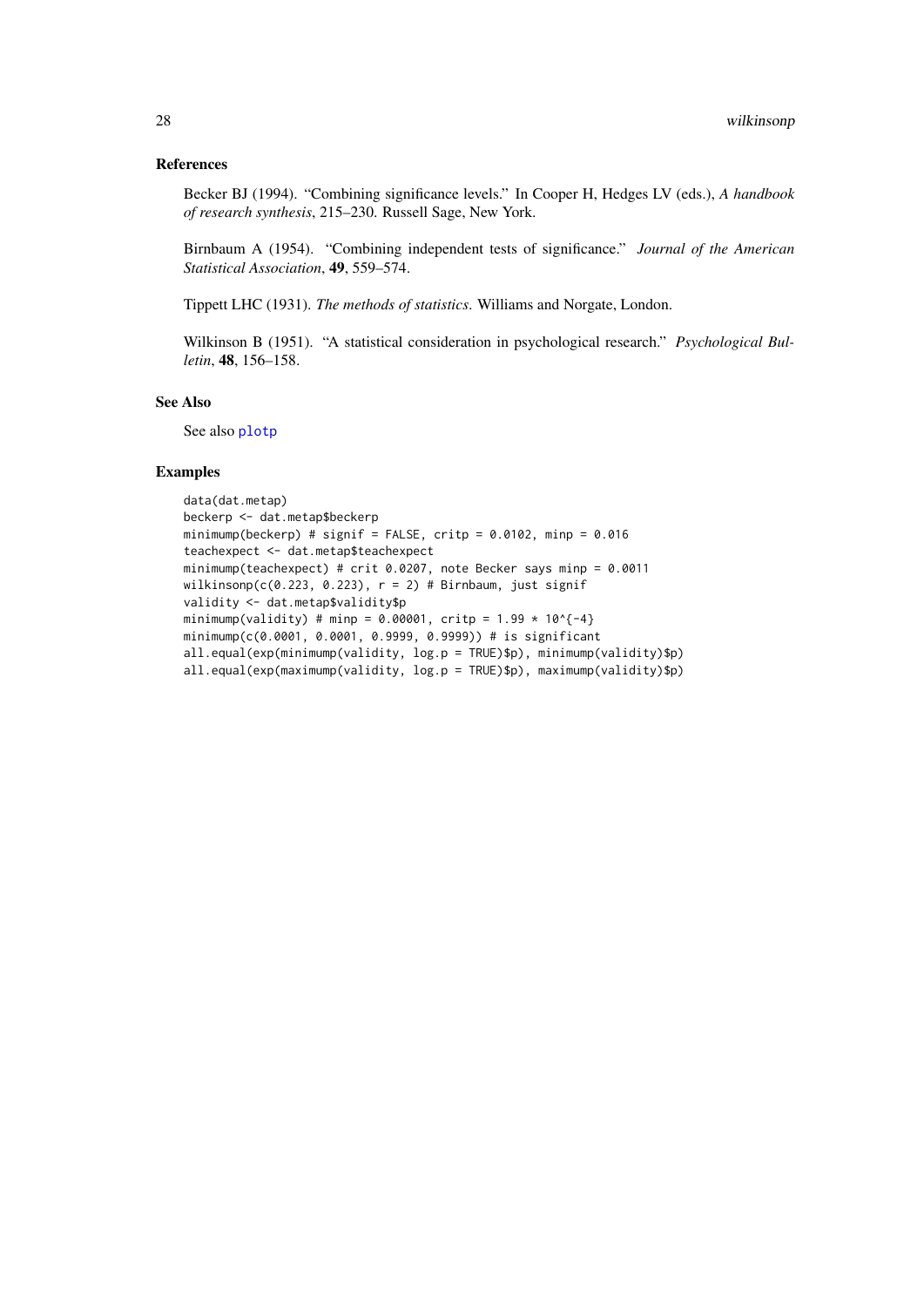## References

Becker BJ (1994). "Combining significance levels." In Cooper H, Hedges LV (eds.), *A handbook of research synthesis*, 215–230. Russell Sage, New York.

Birnbaum A (1954). "Combining independent tests of significance." *Journal of the American Statistical Association*, **49**, 559–574.

Tippett LHC (1931). *The methods of statistics*. Williams and Norgate, London.

Wilkinson B (1951). "A statistical consideration in psychological research." *Psychological Bulletin*, **48**, 156–158.

## See Also

See also plotp

## Examples

```
data(dat.metap)
beckerp <- dat.metap$beckerp
minimump(beckerp) # signif = FALSE, critp = 0.0102, minp = 0.016
teachexpect <- dat.metap$teachexpect
minimump(teachexpect) # crit 0.0207, note Becker says minp = 0.0011
wilkinsonp(c(0.223, 0.223), r = 2) # Birnbaum, just signif
validity <- dat.metap$validity$p
minimump(validity) # minp = 0.00001, critp = 1.99 * 10^{-4}
minimump(c(0.0001, 0.0001, 0.9999, 0.9999)) # is significant
all.equal(exp(minimump(validity, log.p = TRUE)$p), minimump(validity)$p)
all.equal(exp(maximump(validity, log.p = TRUE)$p), maximump(validity)$p)
```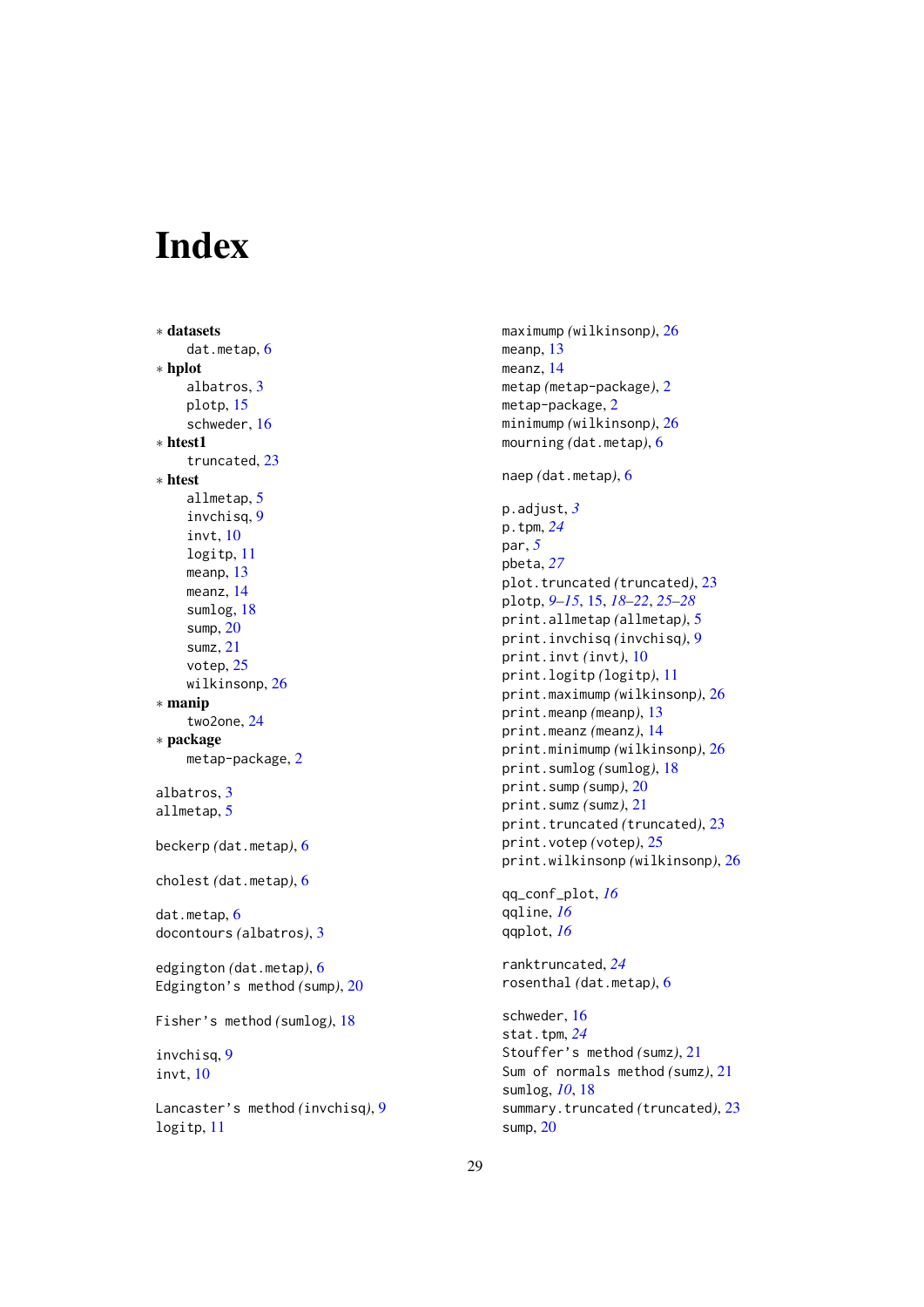# Index

* **datasets**
  dat.metap, 6
* **hplot**
  albatros, 3
  plotp, 15
  schweder, 16
* **htest1**
  truncated, 23
* **htest**
  allmetap, 5
  invchisq, 9
  invt, 10
  logitp, 11
  meanp, 13
  meanz, 14
  sumlog, 18
  sump, 20
  sumz, 21
  votep, 25
  wilkinsonp, 26
* **manip**
  two2one, 24
* **package**
  metap-package, 2

albatros, 3
allmetap, 5

beckerp *(dat.metap)*, 6

cholest *(dat.metap)*, 6

dat.metap, 6
docontours *(albatros)*, 3

edgington *(dat.metap)*, 6
Edgington's method *(sump)*, 20

Fisher's method *(sumlog)*, 18

invchisq, 9
invt, 10

Lancaster's method *(invchisq)*, 9
logitp, 11

maximump *(wilkinsonp)*, 26
meanp, 13
meanz, 14
metap *(metap-package)*, 2
metap-package, 2
minimump *(wilkinsonp)*, 26
mourning *(dat.metap)*, 6

naep *(dat.metap)*, 6

p.adjust, *3*
p.tpm, *24*
par, *5*
pbeta, *27*
plot.truncated *(truncated)*, 23
plotp, *9–15*, 15, *18–22*, *25–28*
print.allmetap *(allmetap)*, 5
print.invchisq *(invchisq)*, 9
print.invt *(invt)*, 10
print.logitp *(logitp)*, 11
print.maximump *(wilkinsonp)*, 26
print.meanp *(meanp)*, 13
print.meanz *(meanz)*, 14
print.minimump *(wilkinsonp)*, 26
print.sumlog *(sumlog)*, 18
print.sump *(sump)*, 20
print.sumz *(sumz)*, 21
print.truncated *(truncated)*, 23
print.votep *(votep)*, 25
print.wilkinsonp *(wilkinsonp)*, 26

qq_conf_plot, *16*
qqline, *16*
qqplot, *16*

ranktruncated, *24*
rosenthal *(dat.metap)*, 6

schweder, 16
stat.tpm, *24*
Stouffer's method *(sumz)*, 21
Sum of normals method *(sumz)*, 21
sumlog, *10*, 18
summary.truncated *(truncated)*, 23
sump, 20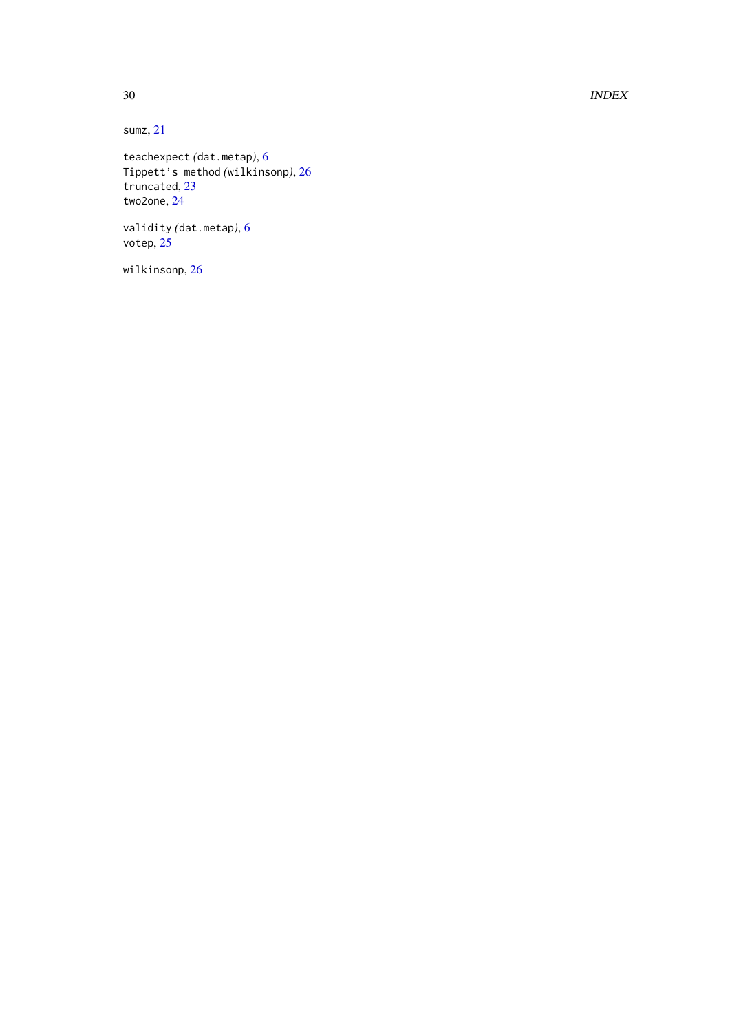sumz, 21

teachexpect *(*dat.metap*)*, 6
Tippett's method *(*wilkinsonp*)*, 26
truncated, 23
two2one, 24

validity *(*dat.metap*)*, 6
votep, 25

wilkinsonp, 26